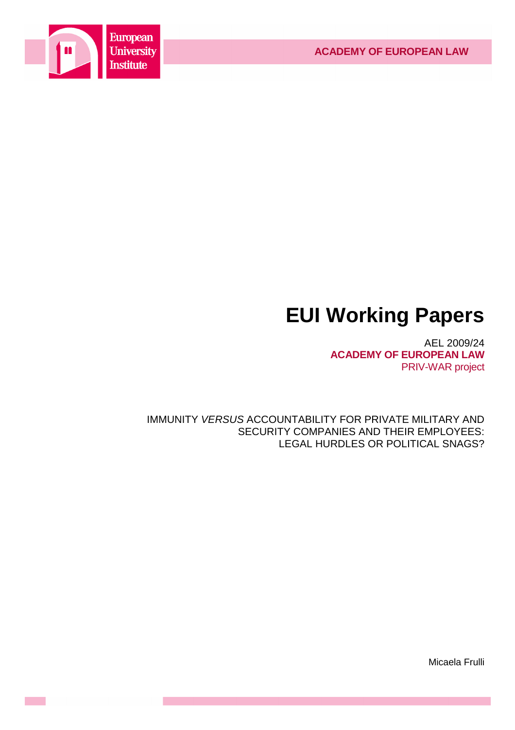European University Institute

ACADEMY OF EUROPEAN LAW

# EUI Working Papers

AEL 2009/24
**ACADEMY OF EUROPEAN LAW**
PRIV-WAR project

IMMUNITY *VERSUS* ACCOUNTABILITY FOR PRIVATE MILITARY AND SECURITY COMPANIES AND THEIR EMPLOYEES: LEGAL HURDLES OR POLITICAL SNAGS?

Micaela Frulli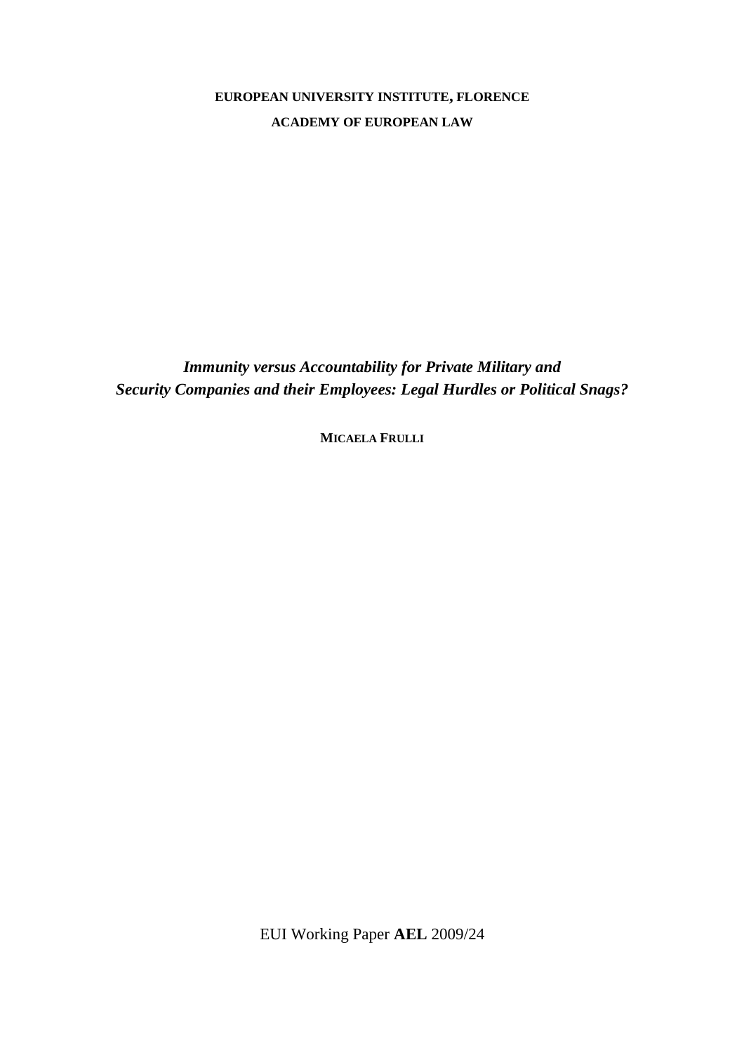**EUROPEAN UNIVERSITY INSTITUTE, FLORENCE**

**ACADEMY OF EUROPEAN LAW**

# *Immunity versus Accountability for Private Military and Security Companies and their Employees: Legal Hurdles or Political Snags?*

**MICAELA FRULLI**

EUI Working Paper **AEL** 2009/24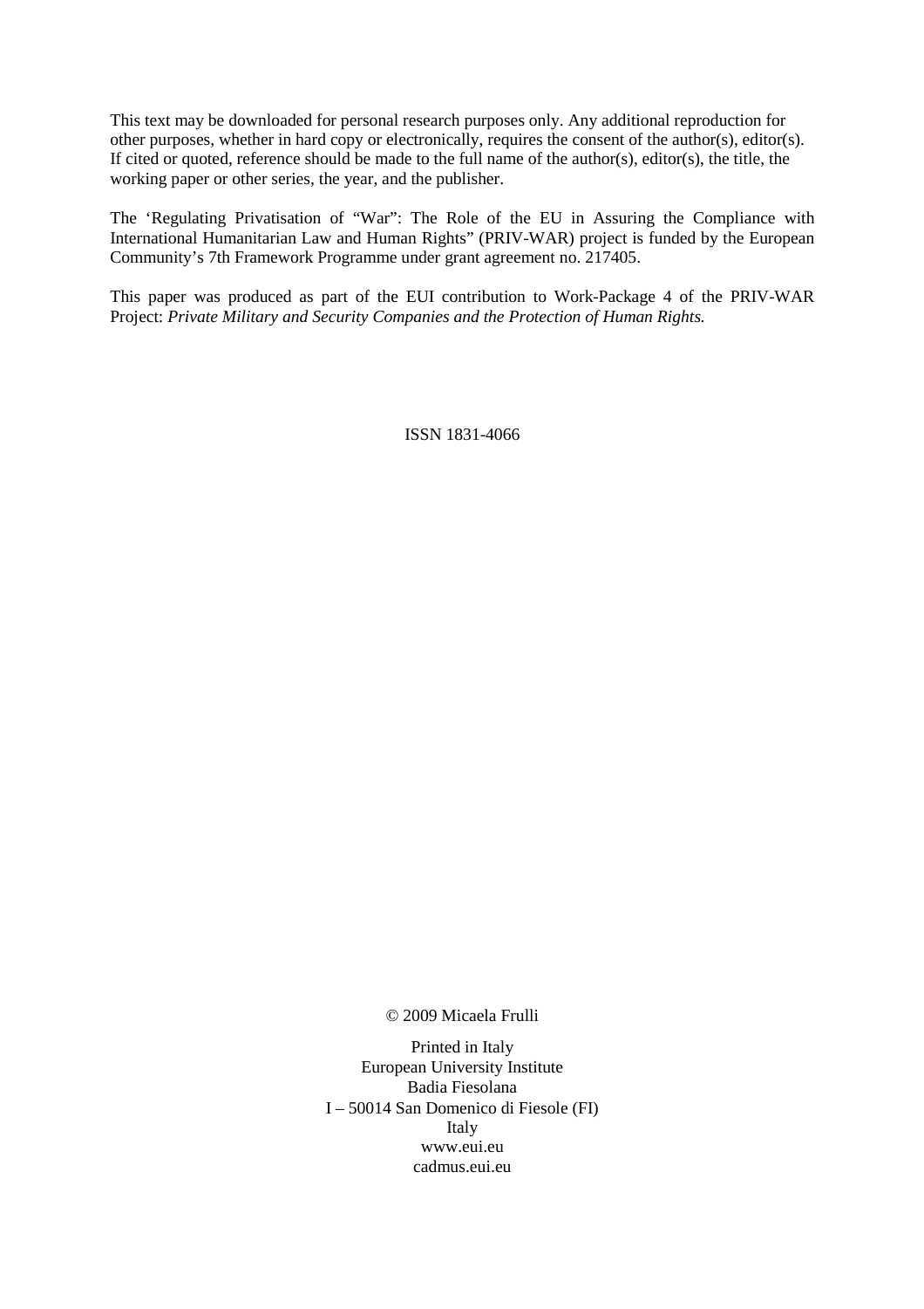This text may be downloaded for personal research purposes only. Any additional reproduction for other purposes, whether in hard copy or electronically, requires the consent of the author(s), editor(s). If cited or quoted, reference should be made to the full name of the author(s), editor(s), the title, the working paper or other series, the year, and the publisher.

The 'Regulating Privatisation of "War": The Role of the EU in Assuring the Compliance with International Humanitarian Law and Human Rights" (PRIV-WAR) project is funded by the European Community's 7th Framework Programme under grant agreement no. 217405.

This paper was produced as part of the EUI contribution to Work-Package 4 of the PRIV-WAR Project: *Private Military and Security Companies and the Protection of Human Rights.*

ISSN 1831-4066

© 2009 Micaela Frulli

Printed in Italy
European University Institute
Badia Fiesolana
I – 50014 San Domenico di Fiesole (FI)
Italy
www.eui.eu
cadmus.eui.eu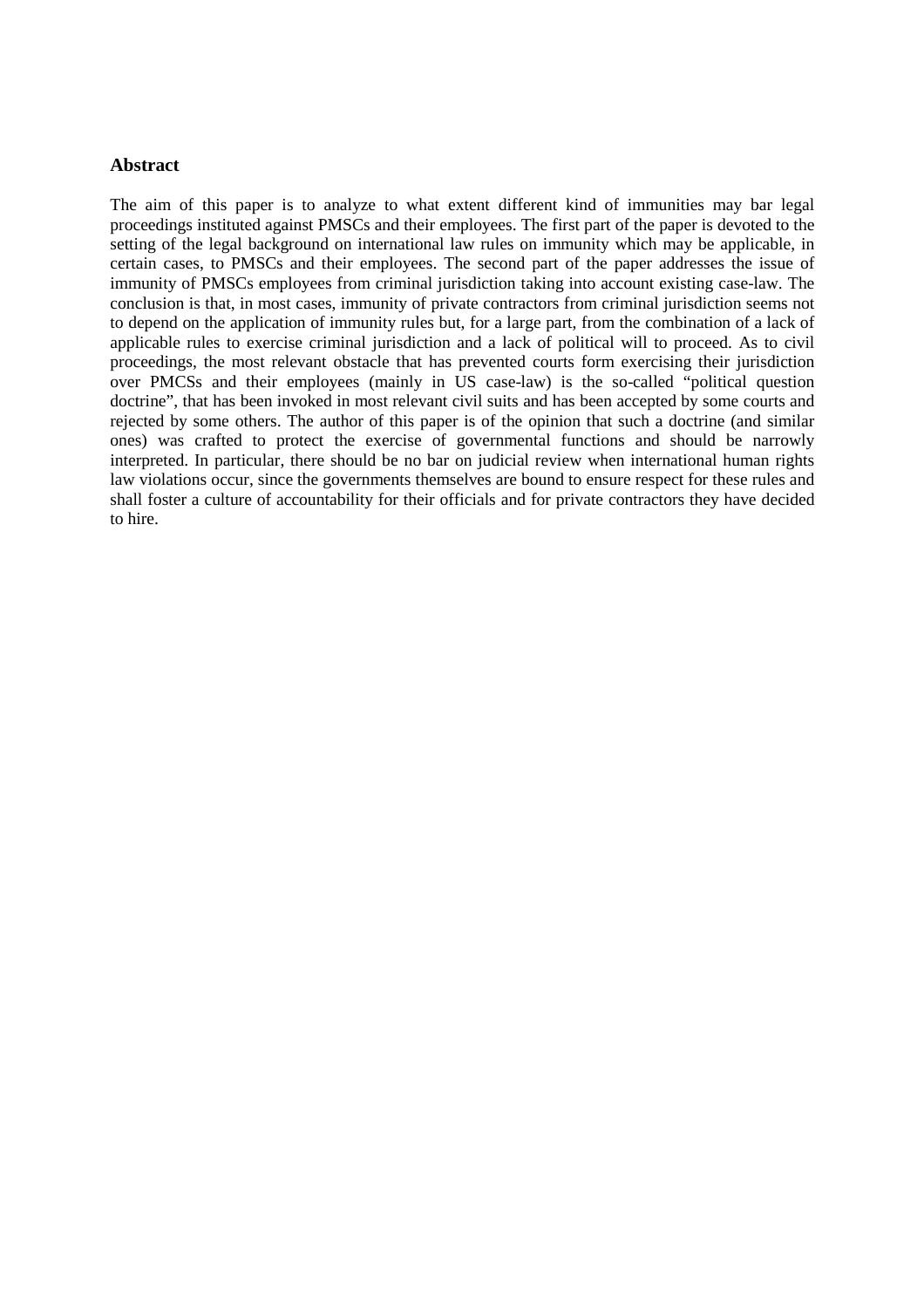## Abstract

The aim of this paper is to analyze to what extent different kind of immunities may bar legal proceedings instituted against PMSCs and their employees. The first part of the paper is devoted to the setting of the legal background on international law rules on immunity which may be applicable, in certain cases, to PMSCs and their employees. The second part of the paper addresses the issue of immunity of PMSCs employees from criminal jurisdiction taking into account existing case-law. The conclusion is that, in most cases, immunity of private contractors from criminal jurisdiction seems not to depend on the application of immunity rules but, for a large part, from the combination of a lack of applicable rules to exercise criminal jurisdiction and a lack of political will to proceed. As to civil proceedings, the most relevant obstacle that has prevented courts form exercising their jurisdiction over PMCSs and their employees (mainly in US case-law) is the so-called "political question doctrine", that has been invoked in most relevant civil suits and has been accepted by some courts and rejected by some others. The author of this paper is of the opinion that such a doctrine (and similar ones) was crafted to protect the exercise of governmental functions and should be narrowly interpreted. In particular, there should be no bar on judicial review when international human rights law violations occur, since the governments themselves are bound to ensure respect for these rules and shall foster a culture of accountability for their officials and for private contractors they have decided to hire.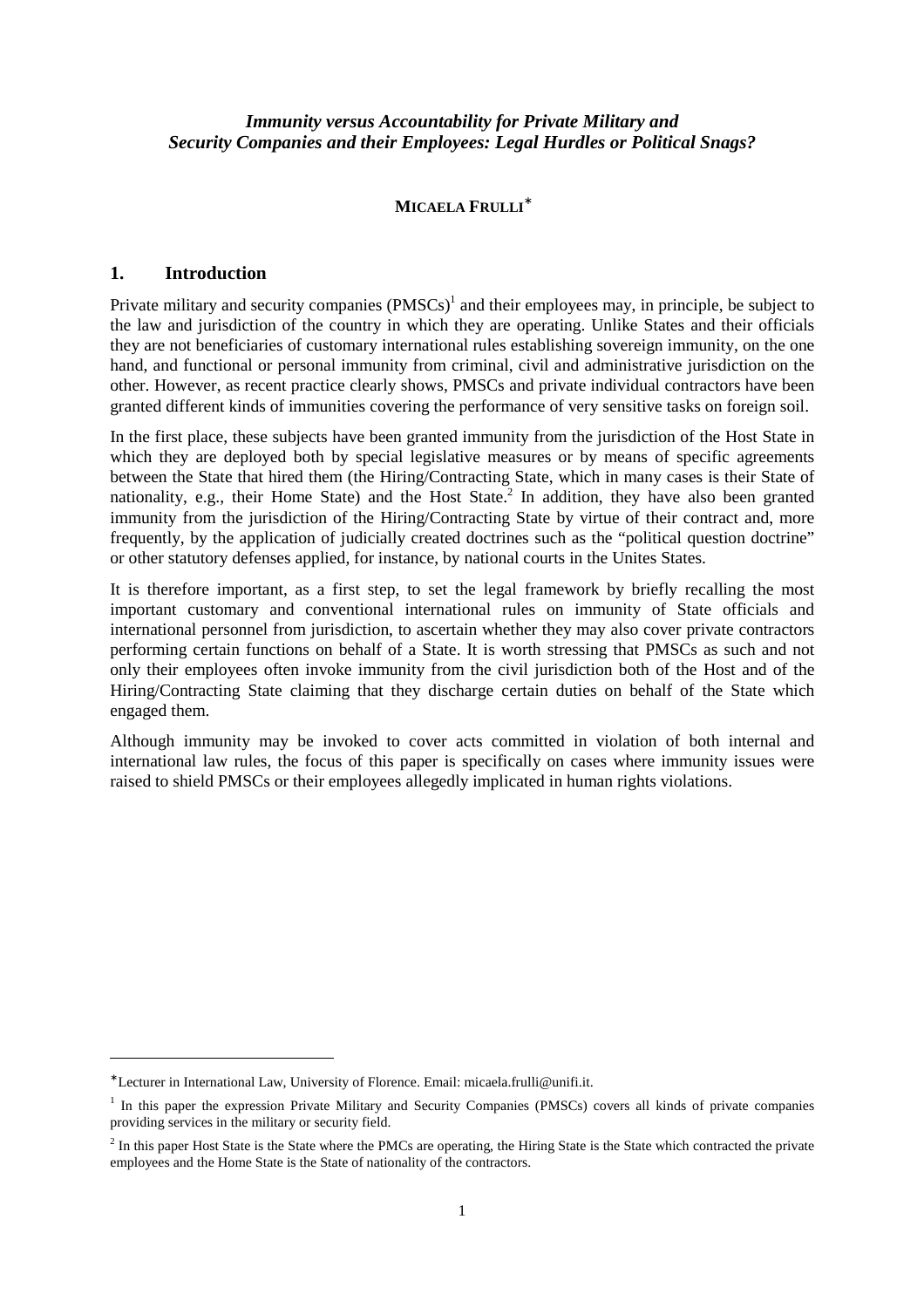*Immunity versus Accountability for Private Military and Security Companies and their Employees: Legal Hurdles or Political Snags?*

**MICAELA FRULLI***

## 1. Introduction

Private military and security companies (PMSCs)[1] and their employees may, in principle, be subject to the law and jurisdiction of the country in which they are operating. Unlike States and their officials they are not beneficiaries of customary international rules establishing sovereign immunity, on the one hand, and functional or personal immunity from criminal, civil and administrative jurisdiction on the other. However, as recent practice clearly shows, PMSCs and private individual contractors have been granted different kinds of immunities covering the performance of very sensitive tasks on foreign soil.

In the first place, these subjects have been granted immunity from the jurisdiction of the Host State in which they are deployed both by special legislative measures or by means of specific agreements between the State that hired them (the Hiring/Contracting State, which in many cases is their State of nationality, e.g., their Home State) and the Host State.[2] In addition, they have also been granted immunity from the jurisdiction of the Hiring/Contracting State by virtue of their contract and, more frequently, by the application of judicially created doctrines such as the "political question doctrine" or other statutory defenses applied, for instance, by national courts in the Unites States.

It is therefore important, as a first step, to set the legal framework by briefly recalling the most important customary and conventional international rules on immunity of State officials and international personnel from jurisdiction, to ascertain whether they may also cover private contractors performing certain functions on behalf of a State. It is worth stressing that PMSCs as such and not only their employees often invoke immunity from the civil jurisdiction both of the Host and of the Hiring/Contracting State claiming that they discharge certain duties on behalf of the State which engaged them.

Although immunity may be invoked to cover acts committed in violation of both internal and international law rules, the focus of this paper is specifically on cases where immunity issues were raised to shield PMSCs or their employees allegedly implicated in human rights violations.

---

* Lecturer in International Law, University of Florence. Email: micaela.frulli@unifi.it.

[1] In this paper the expression Private Military and Security Companies (PMSCs) covers all kinds of private companies providing services in the military or security field.

[2] In this paper Host State is the State where the PMCs are operating, the Hiring State is the State which contracted the private employees and the Home State is the State of nationality of the contractors.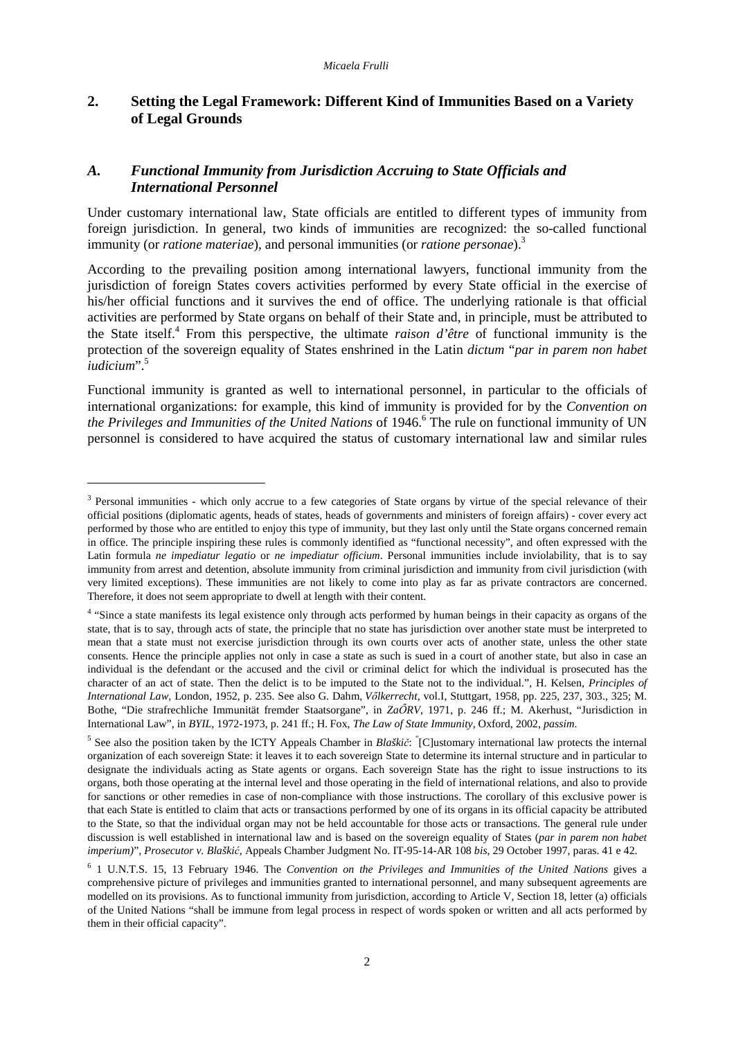## 2. Setting the Legal Framework: Different Kind of Immunities Based on a Variety of Legal Grounds

### *A. Functional Immunity from Jurisdiction Accruing to State Officials and International Personnel*

Under customary international law, State officials are entitled to different types of immunity from foreign jurisdiction. In general, two kinds of immunities are recognized: the so-called functional immunity (or *ratione materiae*), and personal immunities (or *ratione personae*).[3]

According to the prevailing position among international lawyers, functional immunity from the jurisdiction of foreign States covers activities performed by every State official in the exercise of his/her official functions and it survives the end of office. The underlying rationale is that official activities are performed by State organs on behalf of their State and, in principle, must be attributed to the State itself.[4] From this perspective, the ultimate *raison d'être* of functional immunity is the protection of the sovereign equality of States enshrined in the Latin *dictum* "*par in parem non habet iudicium*".[5]

Functional immunity is granted as well to international personnel, in particular to the officials of international organizations: for example, this kind of immunity is provided for by the *Convention on the Privileges and Immunities of the United Nations* of 1946.[6] The rule on functional immunity of UN personnel is considered to have acquired the status of customary international law and similar rules

---

[3] Personal immunities - which only accrue to a few categories of State organs by virtue of the special relevance of their official positions (diplomatic agents, heads of states, heads of governments and ministers of foreign affairs) - cover every act performed by those who are entitled to enjoy this type of immunity, but they last only until the State organs concerned remain in office. The principle inspiring these rules is commonly identified as "functional necessity", and often expressed with the Latin formula *ne impediatur legatio* or *ne impediatur officium*. Personal immunities include inviolability, that is to say immunity from arrest and detention, absolute immunity from criminal jurisdiction and immunity from civil jurisdiction (with very limited exceptions). These immunities are not likely to come into play as far as private contractors are concerned. Therefore, it does not seem appropriate to dwell at length with their content.

[4] "Since a state manifests its legal existence only through acts performed by human beings in their capacity as organs of the state, that is to say, through acts of state, the principle that no state has jurisdiction over another state must be interpreted to mean that a state must not exercise jurisdiction through its own courts over acts of another state, unless the other state consents. Hence the principle applies not only in case a state as such is sued in a court of another state, but also in case an individual is the defendant or the accused and the civil or criminal delict for which the individual is prosecuted has the character of an act of state. Then the delict is to be imputed to the State not to the individual.", H. Kelsen, *Principles of International Law*, London, 1952, p. 235. See also G. Dahm, *Vőlkerrecht*, vol.I, Stuttgart, 1958, pp. 225, 237, 303., 325; M. Bothe, "Die strafrechtliche Immunität fremder Staatsorgane", in *ZaŐRV*, 1971, p. 246 ff.; M. Akerhust, "Jurisdiction in International Law", in *BYIL*, 1972-1973, p. 241 ff.; H. Fox, *The Law of State Immunity*, Oxford, 2002, *passim*.

[5] See also the position taken by the ICTY Appeals Chamber in *Blaškič*: "[C]ustomary international law protects the internal organization of each sovereign State: it leaves it to each sovereign State to determine its internal structure and in particular to designate the individuals acting as State agents or organs. Each sovereign State has the right to issue instructions to its organs, both those operating at the internal level and those operating in the field of international relations, and also to provide for sanctions or other remedies in case of non-compliance with those instructions. The corollary of this exclusive power is that each State is entitled to claim that acts or transactions performed by one of its organs in its official capacity be attributed to the State, so that the individual organ may not be held accountable for those acts or transactions. The general rule under discussion is well established in international law and is based on the sovereign equality of States (*par in parem non habet imperium)*", *Prosecutor v. Blaškić*, Appeals Chamber Judgment No. IT-95-14-AR 108 *bis*, 29 October 1997, paras. 41 e 42.

[6] 1 U.N.T.S. 15, 13 February 1946. The *Convention on the Privileges and Immunities of the United Nations* gives a comprehensive picture of privileges and immunities granted to international personnel, and many subsequent agreements are modelled on its provisions. As to functional immunity from jurisdiction, according to Article V, Section 18, letter (a) officials of the United Nations "shall be immune from legal process in respect of words spoken or written and all acts performed by them in their official capacity".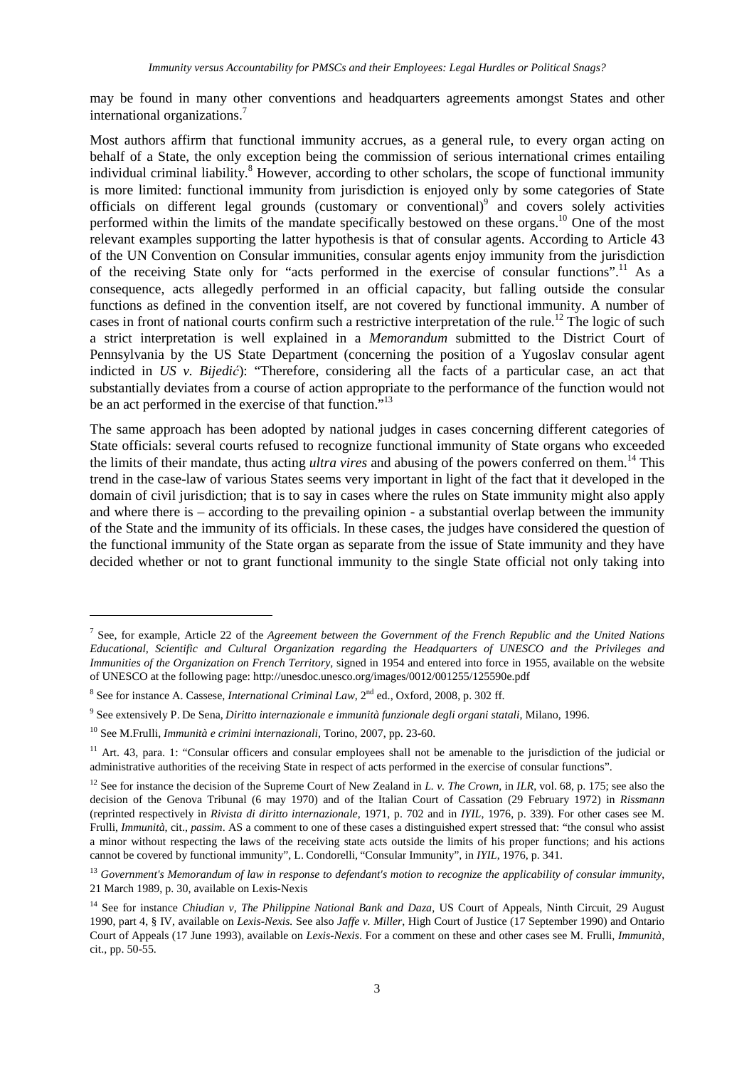may be found in many other conventions and headquarters agreements amongst States and other international organizations.[7]

Most authors affirm that functional immunity accrues, as a general rule, to every organ acting on behalf of a State, the only exception being the commission of serious international crimes entailing individual criminal liability.[8] However, according to other scholars, the scope of functional immunity is more limited: functional immunity from jurisdiction is enjoyed only by some categories of State officials on different legal grounds (customary or conventional)[9] and covers solely activities performed within the limits of the mandate specifically bestowed on these organs.[10] One of the most relevant examples supporting the latter hypothesis is that of consular agents. According to Article 43 of the UN Convention on Consular immunities, consular agents enjoy immunity from the jurisdiction of the receiving State only for "acts performed in the exercise of consular functions".[11] As a consequence, acts allegedly performed in an official capacity, but falling outside the consular functions as defined in the convention itself, are not covered by functional immunity. A number of cases in front of national courts confirm such a restrictive interpretation of the rule.[12] The logic of such a strict interpretation is well explained in a *Memorandum* submitted to the District Court of Pennsylvania by the US State Department (concerning the position of a Yugoslav consular agent indicted in *US v. Bijedić*): "Therefore, considering all the facts of a particular case, an act that substantially deviates from a course of action appropriate to the performance of the function would not be an act performed in the exercise of that function."[13]

The same approach has been adopted by national judges in cases concerning different categories of State officials: several courts refused to recognize functional immunity of State organs who exceeded the limits of their mandate, thus acting *ultra vires* and abusing of the powers conferred on them.[14] This trend in the case-law of various States seems very important in light of the fact that it developed in the domain of civil jurisdiction; that is to say in cases where the rules on State immunity might also apply and where there is – according to the prevailing opinion - a substantial overlap between the immunity of the State and the immunity of its officials. In these cases, the judges have considered the question of the functional immunity of the State organ as separate from the issue of State immunity and they have decided whether or not to grant functional immunity to the single State official not only taking into

---

[7] See, for example, Article 22 of the *Agreement between the Government of the French Republic and the United Nations Educational, Scientific and Cultural Organization regarding the Headquarters of UNESCO and the Privileges and Immunities of the Organization on French Territory*, signed in 1954 and entered into force in 1955, available on the website of UNESCO at the following page: http://unesdoc.unesco.org/images/0012/001255/125590e.pdf

[8] See for instance A. Cassese, *International Criminal Law*, 2nd ed., Oxford, 2008, p. 302 ff.

[9] See extensively P. De Sena, *Diritto internazionale e immunità funzionale degli organi statali*, Milano, 1996.

[10] See M.Frulli, *Immunità e crimini internazionali*, Torino, 2007, pp. 23-60.

[11] Art. 43, para. 1: "Consular officers and consular employees shall not be amenable to the jurisdiction of the judicial or administrative authorities of the receiving State in respect of acts performed in the exercise of consular functions".

[12] See for instance the decision of the Supreme Court of New Zealand in *L. v. The Crown*, in *ILR*, vol. 68, p. 175; see also the decision of the Genova Tribunal (6 may 1970) and of the Italian Court of Cassation (29 February 1972) in *Rissmann* (reprinted respectively in *Rivista di diritto internazionale*, 1971, p. 702 and in *IYIL*, 1976, p. 339). For other cases see M. Frulli, *Immunità*, cit., *passim*. AS a comment to one of these cases a distinguished expert stressed that: "the consul who assist a minor without respecting the laws of the receiving state acts outside the limits of his proper functions; and his actions cannot be covered by functional immunity", L. Condorelli, "Consular Immunity", in *IYIL*, 1976, p. 341.

[13] *Government's Memorandum of law in response to defendant's motion to recognize the applicability of consular immunity*, 21 March 1989, p. 30, available on Lexis-Nexis

[14] See for instance *Chiudian v, The Philippine National Bank and Daza*, US Court of Appeals, Ninth Circuit, 29 August 1990, part 4, § IV, available on *Lexis-Nexis.* See also *Jaffe v. Miller*, High Court of Justice (17 September 1990) and Ontario Court of Appeals (17 June 1993), available on *Lexis-Nexis*. For a comment on these and other cases see M. Frulli, *Immunità*, cit., pp. 50-55.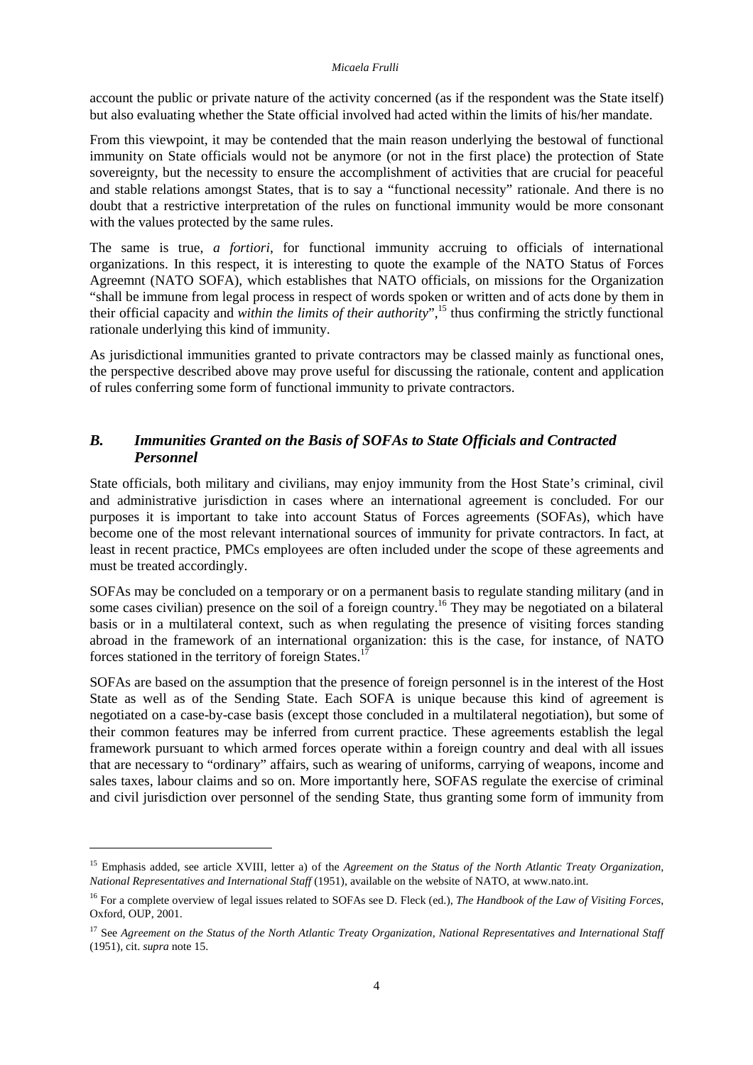account the public or private nature of the activity concerned (as if the respondent was the State itself) but also evaluating whether the State official involved had acted within the limits of his/her mandate.

From this viewpoint, it may be contended that the main reason underlying the bestowal of functional immunity on State officials would not be anymore (or not in the first place) the protection of State sovereignty, but the necessity to ensure the accomplishment of activities that are crucial for peaceful and stable relations amongst States, that is to say a "functional necessity" rationale. And there is no doubt that a restrictive interpretation of the rules on functional immunity would be more consonant with the values protected by the same rules.

The same is true, *a fortiori*, for functional immunity accruing to officials of international organizations. In this respect, it is interesting to quote the example of the NATO Status of Forces Agreemnt (NATO SOFA), which establishes that NATO officials, on missions for the Organization "shall be immune from legal process in respect of words spoken or written and of acts done by them in their official capacity and *within the limits of their authority*",[15] thus confirming the strictly functional rationale underlying this kind of immunity.

As jurisdictional immunities granted to private contractors may be classed mainly as functional ones, the perspective described above may prove useful for discussing the rationale, content and application of rules conferring some form of functional immunity to private contractors.

### *B. Immunities Granted on the Basis of SOFAs to State Officials and Contracted Personnel*

State officials, both military and civilians, may enjoy immunity from the Host State's criminal, civil and administrative jurisdiction in cases where an international agreement is concluded. For our purposes it is important to take into account Status of Forces agreements (SOFAs), which have become one of the most relevant international sources of immunity for private contractors. In fact, at least in recent practice, PMCs employees are often included under the scope of these agreements and must be treated accordingly.

SOFAs may be concluded on a temporary or on a permanent basis to regulate standing military (and in some cases civilian) presence on the soil of a foreign country.[16] They may be negotiated on a bilateral basis or in a multilateral context, such as when regulating the presence of visiting forces standing abroad in the framework of an international organization: this is the case, for instance, of NATO forces stationed in the territory of foreign States.[17]

SOFAs are based on the assumption that the presence of foreign personnel is in the interest of the Host State as well as of the Sending State. Each SOFA is unique because this kind of agreement is negotiated on a case-by-case basis (except those concluded in a multilateral negotiation), but some of their common features may be inferred from current practice. These agreements establish the legal framework pursuant to which armed forces operate within a foreign country and deal with all issues that are necessary to "ordinary" affairs, such as wearing of uniforms, carrying of weapons, income and sales taxes, labour claims and so on. More importantly here, SOFAS regulate the exercise of criminal and civil jurisdiction over personnel of the sending State, thus granting some form of immunity from

---

[15] Emphasis added, see article XVIII, letter a) of the *Agreement on the Status of the North Atlantic Treaty Organization, National Representatives and International Staff* (1951), available on the website of NATO, at www.nato.int.

[16] For a complete overview of legal issues related to SOFAs see D. Fleck (ed.), *The Handbook of the Law of Visiting Forces*, Oxford, OUP, 2001.

[17] See *Agreement on the Status of the North Atlantic Treaty Organization, National Representatives and International Staff* (1951), cit. *supra* note 15.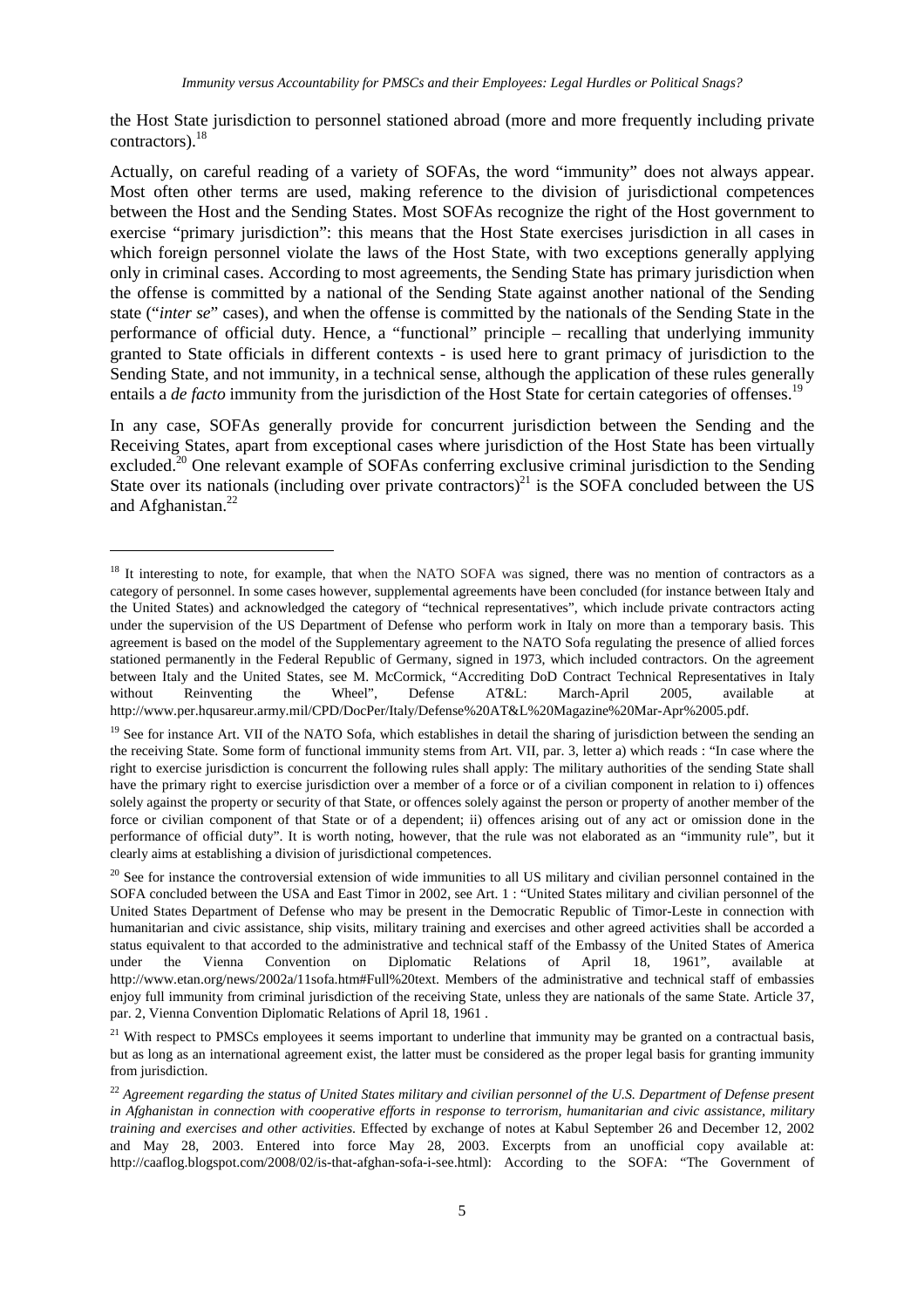the Host State jurisdiction to personnel stationed abroad (more and more frequently including private contractors).[18]

Actually, on careful reading of a variety of SOFAs, the word "immunity" does not always appear. Most often other terms are used, making reference to the division of jurisdictional competences between the Host and the Sending States. Most SOFAs recognize the right of the Host government to exercise "primary jurisdiction": this means that the Host State exercises jurisdiction in all cases in which foreign personnel violate the laws of the Host State, with two exceptions generally applying only in criminal cases. According to most agreements, the Sending State has primary jurisdiction when the offense is committed by a national of the Sending State against another national of the Sending state ("*inter se*" cases), and when the offense is committed by the nationals of the Sending State in the performance of official duty. Hence, a "functional" principle – recalling that underlying immunity granted to State officials in different contexts - is used here to grant primacy of jurisdiction to the Sending State, and not immunity, in a technical sense, although the application of these rules generally entails a *de facto* immunity from the jurisdiction of the Host State for certain categories of offenses.[19]

In any case, SOFAs generally provide for concurrent jurisdiction between the Sending and the Receiving States, apart from exceptional cases where jurisdiction of the Host State has been virtually excluded.[20] One relevant example of SOFAs conferring exclusive criminal jurisdiction to the Sending State over its nationals (including over private contractors)[21] is the SOFA concluded between the US and Afghanistan.[22]

---

[18] It interesting to note, for example, that when the NATO SOFA was signed, there was no mention of contractors as a category of personnel. In some cases however, supplemental agreements have been concluded (for instance between Italy and the United States) and acknowledged the category of "technical representatives", which include private contractors acting under the supervision of the US Department of Defense who perform work in Italy on more than a temporary basis. This agreement is based on the model of the Supplementary agreement to the NATO Sofa regulating the presence of allied forces stationed permanently in the Federal Republic of Germany, signed in 1973, which included contractors. On the agreement between Italy and the United States, see M. McCormick, "Accrediting DoD Contract Technical Representatives in Italy without Reinventing the Wheel", Defense AT&L: March-April 2005, available at http://www.per.hqusareur.army.mil/CPD/DocPer/Italy/Defense%20AT&L%20Magazine%20Mar-Apr%2005.pdf.

[19] See for instance Art. VII of the NATO Sofa, which establishes in detail the sharing of jurisdiction between the sending an the receiving State. Some form of functional immunity stems from Art. VII, par. 3, letter a) which reads : "In case where the right to exercise jurisdiction is concurrent the following rules shall apply: The military authorities of the sending State shall have the primary right to exercise jurisdiction over a member of a force or of a civilian component in relation to i) offences solely against the property or security of that State, or offences solely against the person or property of another member of the force or civilian component of that State or of a dependent; ii) offences arising out of any act or omission done in the performance of official duty". It is worth noting, however, that the rule was not elaborated as an "immunity rule", but it clearly aims at establishing a division of jurisdictional competences.

[20] See for instance the controversial extension of wide immunities to all US military and civilian personnel contained in the SOFA concluded between the USA and East Timor in 2002, see Art. 1 : "United States military and civilian personnel of the United States Department of Defense who may be present in the Democratic Republic of Timor-Leste in connection with humanitarian and civic assistance, ship visits, military training and exercises and other agreed activities shall be accorded a status equivalent to that accorded to the administrative and technical staff of the Embassy of the United States of America under the Vienna Convention on Diplomatic Relations of April 18, 1961", available at http://www.etan.org/news/2002a/11sofa.htm#Full%20text. Members of the administrative and technical staff of embassies enjoy full immunity from criminal jurisdiction of the receiving State, unless they are nationals of the same State. Article 37, par. 2, Vienna Convention Diplomatic Relations of April 18, 1961 .

[21] With respect to PMSCs employees it seems important to underline that immunity may be granted on a contractual basis, but as long as an international agreement exist, the latter must be considered as the proper legal basis for granting immunity from jurisdiction.

[22] *Agreement regarding the status of United States military and civilian personnel of the U.S. Department of Defense present in Afghanistan in connection with cooperative efforts in response to terrorism, humanitarian and civic assistance, military training and exercises and other activities.* Effected by exchange of notes at Kabul September 26 and December 12, 2002 and May 28, 2003. Entered into force May 28, 2003. Excerpts from an unofficial copy available at: http://caaflog.blogspot.com/2008/02/is-that-afghan-sofa-i-see.html): According to the SOFA: "The Government of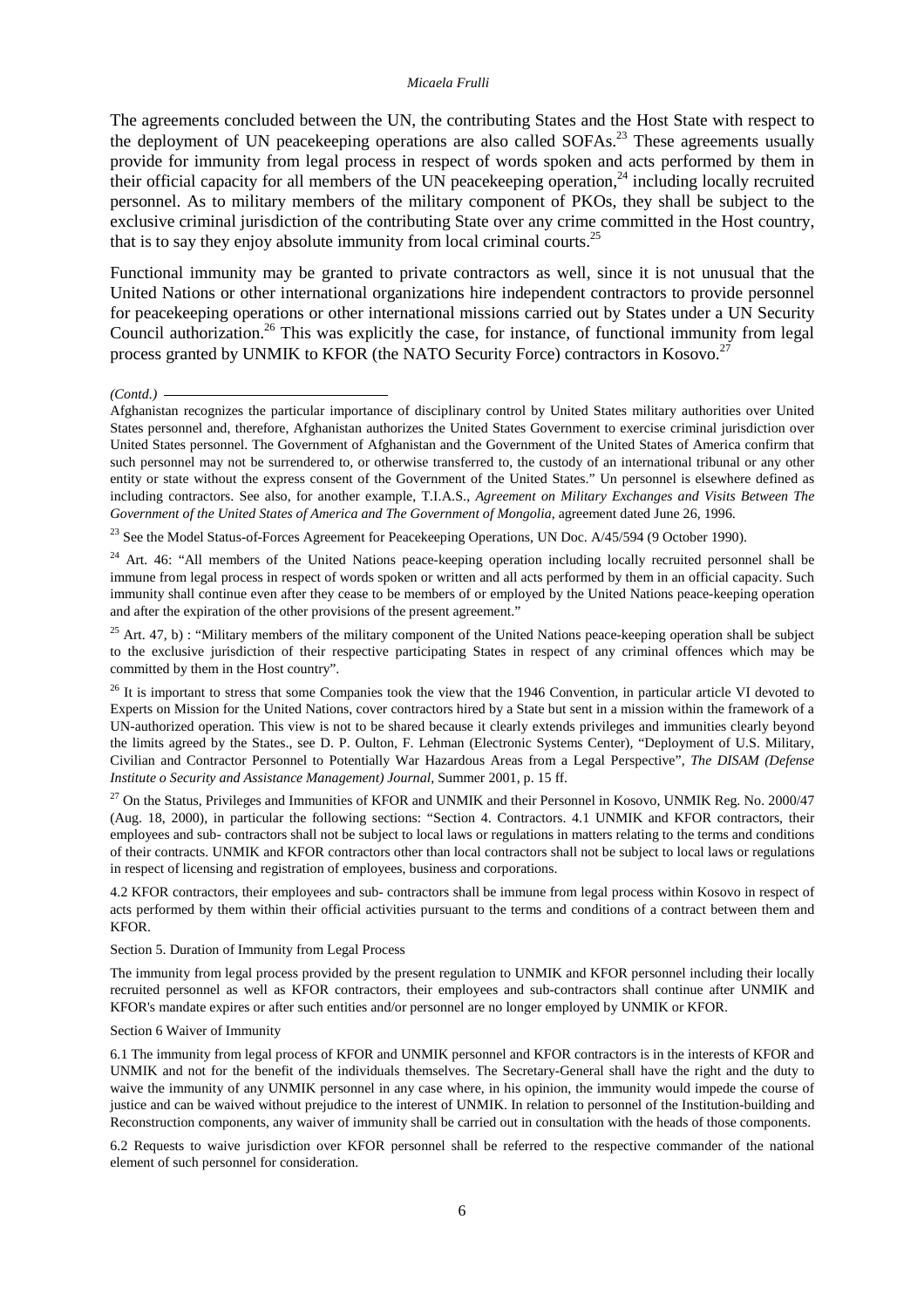The agreements concluded between the UN, the contributing States and the Host State with respect to the deployment of UN peacekeeping operations are also called SOFAs.[23] These agreements usually provide for immunity from legal process in respect of words spoken and acts performed by them in their official capacity for all members of the UN peacekeeping operation,[24] including locally recruited personnel. As to military members of the military component of PKOs, they shall be subject to the exclusive criminal jurisdiction of the contributing State over any crime committed in the Host country, that is to say they enjoy absolute immunity from local criminal courts.[25]

Functional immunity may be granted to private contractors as well, since it is not unusual that the United Nations or other international organizations hire independent contractors to provide personnel for peacekeeping operations or other international missions carried out by States under a UN Security Council authorization.[26] This was explicitly the case, for instance, of functional immunity from legal process granted by UNMIK to KFOR (the NATO Security Force) contractors in Kosovo.[27]

---

*(Contd.)*

Afghanistan recognizes the particular importance of disciplinary control by United States military authorities over United States personnel and, therefore, Afghanistan authorizes the United States Government to exercise criminal jurisdiction over United States personnel. The Government of Afghanistan and the Government of the United States of America confirm that such personnel may not be surrendered to, or otherwise transferred to, the custody of an international tribunal or any other entity or state without the express consent of the Government of the United States." Un personnel is elsewhere defined as including contractors. See also, for another example, T.I.A.S., *Agreement on Military Exchanges and Visits Between The Government of the United States of America and The Government of Mongolia*, agreement dated June 26, 1996.

[23] See the Model Status-of-Forces Agreement for Peacekeeping Operations, UN Doc. A/45/594 (9 October 1990).

[24] Art. 46: "All members of the United Nations peace-keeping operation including locally recruited personnel shall be immune from legal process in respect of words spoken or written and all acts performed by them in an official capacity. Such immunity shall continue even after they cease to be members of or employed by the United Nations peace-keeping operation and after the expiration of the other provisions of the present agreement."

[25] Art. 47, b) : "Military members of the military component of the United Nations peace-keeping operation shall be subject to the exclusive jurisdiction of their respective participating States in respect of any criminal offences which may be committed by them in the Host country".

[26] It is important to stress that some Companies took the view that the 1946 Convention, in particular article VI devoted to Experts on Mission for the United Nations, cover contractors hired by a State but sent in a mission within the framework of a UN-authorized operation. This view is not to be shared because it clearly extends privileges and immunities clearly beyond the limits agreed by the States., see D. P. Oulton, F. Lehman (Electronic Systems Center), "Deployment of U.S. Military, Civilian and Contractor Personnel to Potentially War Hazardous Areas from a Legal Perspective", *The DISAM (Defense Institute o Security and Assistance Management) Journal*, Summer 2001, p. 15 ff.

[27] On the Status, Privileges and Immunities of KFOR and UNMIK and their Personnel in Kosovo, UNMIK Reg. No. 2000/47 (Aug. 18, 2000), in particular the following sections: "Section 4. Contractors. 4.1 UNMIK and KFOR contractors, their employees and sub- contractors shall not be subject to local laws or regulations in matters relating to the terms and conditions of their contracts. UNMIK and KFOR contractors other than local contractors shall not be subject to local laws or regulations in respect of licensing and registration of employees, business and corporations.

4.2 KFOR contractors, their employees and sub- contractors shall be immune from legal process within Kosovo in respect of acts performed by them within their official activities pursuant to the terms and conditions of a contract between them and KFOR.

Section 5. Duration of Immunity from Legal Process

The immunity from legal process provided by the present regulation to UNMIK and KFOR personnel including their locally recruited personnel as well as KFOR contractors, their employees and sub-contractors shall continue after UNMIK and KFOR's mandate expires or after such entities and/or personnel are no longer employed by UNMIK or KFOR.

Section 6 Waiver of Immunity

6.1 The immunity from legal process of KFOR and UNMIK personnel and KFOR contractors is in the interests of KFOR and UNMIK and not for the benefit of the individuals themselves. The Secretary-General shall have the right and the duty to waive the immunity of any UNMIK personnel in any case where, in his opinion, the immunity would impede the course of justice and can be waived without prejudice to the interest of UNMIK. In relation to personnel of the Institution-building and Reconstruction components, any waiver of immunity shall be carried out in consultation with the heads of those components.

6.2 Requests to waive jurisdiction over KFOR personnel shall be referred to the respective commander of the national element of such personnel for consideration.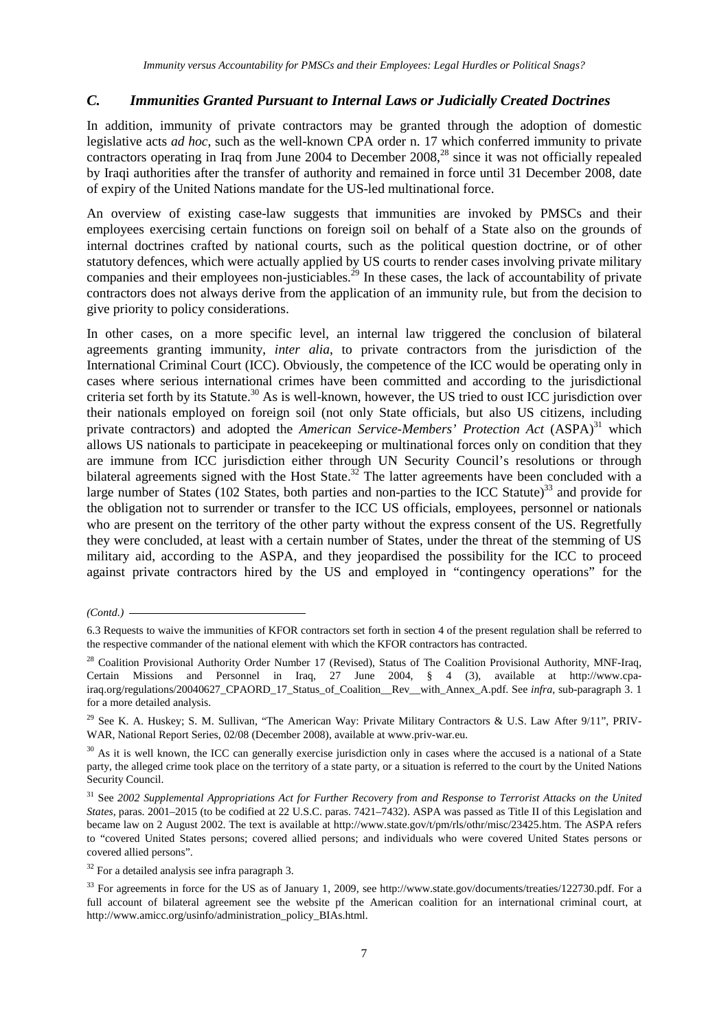### *C. Immunities Granted Pursuant to Internal Laws or Judicially Created Doctrines*

In addition, immunity of private contractors may be granted through the adoption of domestic legislative acts *ad hoc*, such as the well-known CPA order n. 17 which conferred immunity to private contractors operating in Iraq from June 2004 to December 2008,[28] since it was not officially repealed by Iraqi authorities after the transfer of authority and remained in force until 31 December 2008, date of expiry of the United Nations mandate for the US-led multinational force.

An overview of existing case-law suggests that immunities are invoked by PMSCs and their employees exercising certain functions on foreign soil on behalf of a State also on the grounds of internal doctrines crafted by national courts, such as the political question doctrine, or of other statutory defences, which were actually applied by US courts to render cases involving private military companies and their employees non-justiciables.[29] In these cases, the lack of accountability of private contractors does not always derive from the application of an immunity rule, but from the decision to give priority to policy considerations.

In other cases, on a more specific level, an internal law triggered the conclusion of bilateral agreements granting immunity, *inter alia*, to private contractors from the jurisdiction of the International Criminal Court (ICC). Obviously, the competence of the ICC would be operating only in cases where serious international crimes have been committed and according to the jurisdictional criteria set forth by its Statute.[30] As is well-known, however, the US tried to oust ICC jurisdiction over their nationals employed on foreign soil (not only State officials, but also US citizens, including private contractors) and adopted the *American Service-Members' Protection Act* (ASPA)[31] which allows US nationals to participate in peacekeeping or multinational forces only on condition that they are immune from ICC jurisdiction either through UN Security Council's resolutions or through bilateral agreements signed with the Host State.[32] The latter agreements have been concluded with a large number of States (102 States, both parties and non-parties to the ICC Statute)[33] and provide for the obligation not to surrender or transfer to the ICC US officials, employees, personnel or nationals who are present on the territory of the other party without the express consent of the US. Regretfully they were concluded, at least with a certain number of States, under the threat of the stemming of US military aid, according to the ASPA, and they jeopardised the possibility for the ICC to proceed against private contractors hired by the US and employed in "contingency operations" for the

---

*(Contd.)*

6.3 Requests to waive the immunities of KFOR contractors set forth in section 4 of the present regulation shall be referred to the respective commander of the national element with which the KFOR contractors has contracted.

[28] Coalition Provisional Authority Order Number 17 (Revised), Status of The Coalition Provisional Authority, MNF-Iraq, Certain Missions and Personnel in Iraq, 27 June 2004, § 4 (3), available at http://www.cpa-iraq.org/regulations/20040627_CPAORD_17_Status_of_Coalition__Rev__with_Annex_A.pdf. See *infra*, sub-paragraph 3. 1 for a more detailed analysis.

[29] See K. A. Huskey; S. M. Sullivan, "The American Way: Private Military Contractors & U.S. Law After 9/11", PRIV-WAR, National Report Series, 02/08 (December 2008), available at www.priv-war.eu.

[30] As it is well known, the ICC can generally exercise jurisdiction only in cases where the accused is a national of a State party, the alleged crime took place on the territory of a state party, or a situation is referred to the court by the United Nations Security Council.

[31] See *2002 Supplemental Appropriations Act for Further Recovery from and Response to Terrorist Attacks on the United States*, paras. 2001–2015 (to be codified at 22 U.S.C. paras. 7421–7432). ASPA was passed as Title II of this Legislation and became law on 2 August 2002. The text is available at http://www.state.gov/t/pm/rls/othr/misc/23425.htm. The ASPA refers to "covered United States persons; covered allied persons; and individuals who were covered United States persons or covered allied persons".

[32] For a detailed analysis see infra paragraph 3.

[33] For agreements in force for the US as of January 1, 2009, see http://www.state.gov/documents/treaties/122730.pdf. For a full account of bilateral agreement see the website pf the American coalition for an international criminal court, at http://www.amicc.org/usinfo/administration_policy_BIAs.html.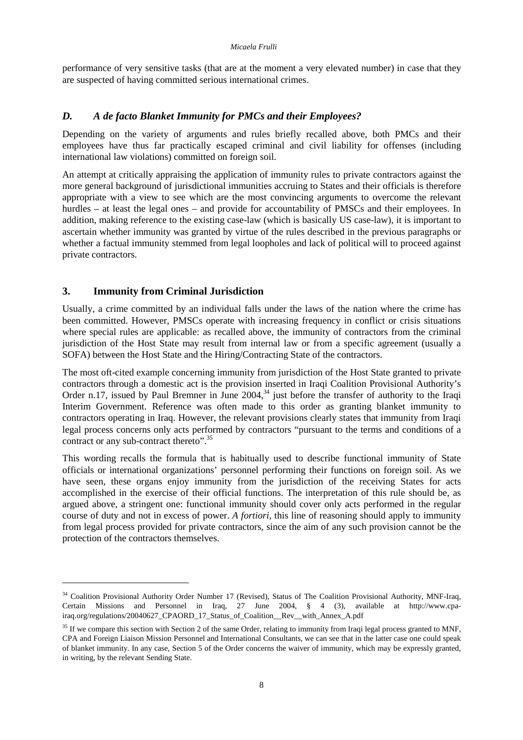performance of very sensitive tasks (that are at the moment a very elevated number) in case that they are suspected of having committed serious international crimes.

### *D. A de facto Blanket Immunity for PMCs and their Employees?*

Depending on the variety of arguments and rules briefly recalled above, both PMCs and their employees have thus far practically escaped criminal and civil liability for offenses (including international law violations) committed on foreign soil.

An attempt at critically appraising the application of immunity rules to private contractors against the more general background of jurisdictional immunities accruing to States and their officials is therefore appropriate with a view to see which are the most convincing arguments to overcome the relevant hurdles – at least the legal ones – and provide for accountability of PMSCs and their employees. In addition, making reference to the existing case-law (which is basically US case-law), it is important to ascertain whether immunity was granted by virtue of the rules described in the previous paragraphs or whether a factual immunity stemmed from legal loopholes and lack of political will to proceed against private contractors.

## 3. Immunity from Criminal Jurisdiction

Usually, a crime committed by an individual falls under the laws of the nation where the crime has been committed. However, PMSCs operate with increasing frequency in conflict or crisis situations where special rules are applicable: as recalled above, the immunity of contractors from the criminal jurisdiction of the Host State may result from internal law or from a specific agreement (usually a SOFA) between the Host State and the Hiring/Contracting State of the contractors.

The most oft-cited example concerning immunity from jurisdiction of the Host State granted to private contractors through a domestic act is the provision inserted in Iraqi Coalition Provisional Authority's Order n.17, issued by Paul Bremner in June 2004,[34] just before the transfer of authority to the Iraqi Interim Government. Reference was often made to this order as granting blanket immunity to contractors operating in Iraq. However, the relevant provisions clearly states that immunity from Iraqi legal process concerns only acts performed by contractors "pursuant to the terms and conditions of a contract or any sub-contract thereto".[35]

This wording recalls the formula that is habitually used to describe functional immunity of State officials or international organizations' personnel performing their functions on foreign soil. As we have seen, these organs enjoy immunity from the jurisdiction of the receiving States for acts accomplished in the exercise of their official functions. The interpretation of this rule should be, as argued above, a stringent one: functional immunity should cover only acts performed in the regular course of duty and not in excess of power. *A fortiori*, this line of reasoning should apply to immunity from legal process provided for private contractors, since the aim of any such provision cannot be the protection of the contractors themselves.

---

[34] Coalition Provisional Authority Order Number 17 (Revised), Status of The Coalition Provisional Authority, MNF-Iraq, Certain Missions and Personnel in Iraq, 27 June 2004, § 4 (3), available at http://www.cpa-iraq.org/regulations/20040627_CPAORD_17_Status_of_Coalition__Rev__with_Annex_A.pdf

[35] If we compare this section with Section 2 of the same Order, relating to immunity from Iraqi legal process granted to MNF, CPA and Foreign Liaison Mission Personnel and International Consultants, we can see that in the latter case one could speak of blanket immunity. In any case, Section 5 of the Order concerns the waiver of immunity, which may be expressly granted, in writing, by the relevant Sending State.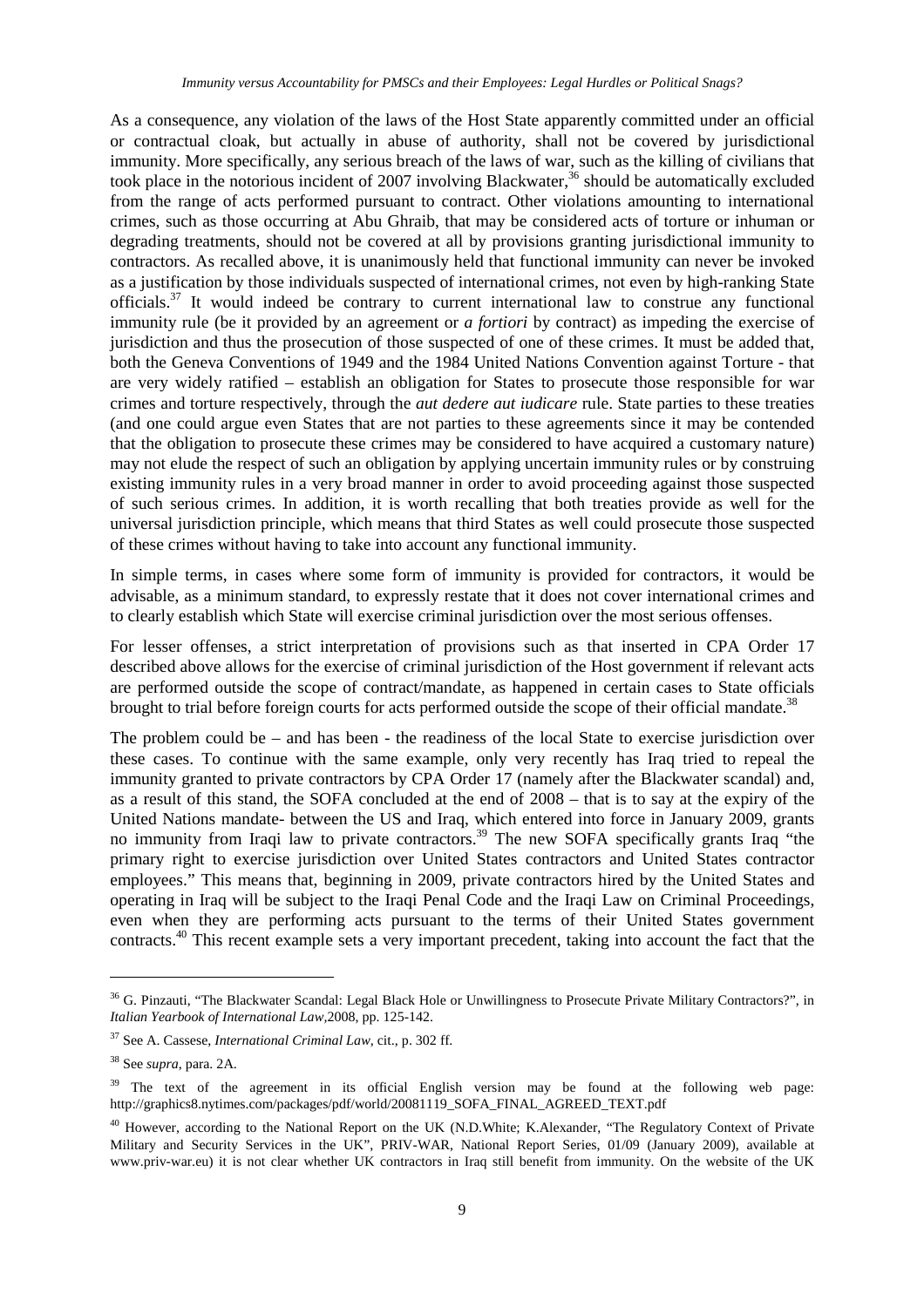As a consequence, any violation of the laws of the Host State apparently committed under an official or contractual cloak, but actually in abuse of authority, shall not be covered by jurisdictional immunity. More specifically, any serious breach of the laws of war, such as the killing of civilians that took place in the notorious incident of 2007 involving Blackwater,[36] should be automatically excluded from the range of acts performed pursuant to contract. Other violations amounting to international crimes, such as those occurring at Abu Ghraib, that may be considered acts of torture or inhuman or degrading treatments, should not be covered at all by provisions granting jurisdictional immunity to contractors. As recalled above, it is unanimously held that functional immunity can never be invoked as a justification by those individuals suspected of international crimes, not even by high-ranking State officials.[37] It would indeed be contrary to current international law to construe any functional immunity rule (be it provided by an agreement or *a fortiori* by contract) as impeding the exercise of jurisdiction and thus the prosecution of those suspected of one of these crimes. It must be added that, both the Geneva Conventions of 1949 and the 1984 United Nations Convention against Torture - that are very widely ratified – establish an obligation for States to prosecute those responsible for war crimes and torture respectively, through the *aut dedere aut iudicare* rule. State parties to these treaties (and one could argue even States that are not parties to these agreements since it may be contended that the obligation to prosecute these crimes may be considered to have acquired a customary nature) may not elude the respect of such an obligation by applying uncertain immunity rules or by construing existing immunity rules in a very broad manner in order to avoid proceeding against those suspected of such serious crimes. In addition, it is worth recalling that both treaties provide as well for the universal jurisdiction principle, which means that third States as well could prosecute those suspected of these crimes without having to take into account any functional immunity.

In simple terms, in cases where some form of immunity is provided for contractors, it would be advisable, as a minimum standard, to expressly restate that it does not cover international crimes and to clearly establish which State will exercise criminal jurisdiction over the most serious offenses.

For lesser offenses, a strict interpretation of provisions such as that inserted in CPA Order 17 described above allows for the exercise of criminal jurisdiction of the Host government if relevant acts are performed outside the scope of contract/mandate, as happened in certain cases to State officials brought to trial before foreign courts for acts performed outside the scope of their official mandate.[38]

The problem could be – and has been - the readiness of the local State to exercise jurisdiction over these cases. To continue with the same example, only very recently has Iraq tried to repeal the immunity granted to private contractors by CPA Order 17 (namely after the Blackwater scandal) and, as a result of this stand, the SOFA concluded at the end of 2008 – that is to say at the expiry of the United Nations mandate- between the US and Iraq, which entered into force in January 2009, grants no immunity from Iraqi law to private contractors.[39] The new SOFA specifically grants Iraq "the primary right to exercise jurisdiction over United States contractors and United States contractor employees." This means that, beginning in 2009, private contractors hired by the United States and operating in Iraq will be subject to the Iraqi Penal Code and the Iraqi Law on Criminal Proceedings, even when they are performing acts pursuant to the terms of their United States government contracts.[40] This recent example sets a very important precedent, taking into account the fact that the

---

[36] G. Pinzauti, "The Blackwater Scandal: Legal Black Hole or Unwillingness to Prosecute Private Military Contractors?", in *Italian Yearbook of International Law*,2008, pp. 125-142.

[37] See A. Cassese, *International Criminal Law*, cit., p. 302 ff.

[38] See *supra*, para. 2A.

[39] The text of the agreement in its official English version may be found at the following web page: http://graphics8.nytimes.com/packages/pdf/world/20081119_SOFA_FINAL_AGREED_TEXT.pdf

[40] However, according to the National Report on the UK (N.D.White; K.Alexander, "The Regulatory Context of Private Military and Security Services in the UK", PRIV-WAR, National Report Series, 01/09 (January 2009), available at www.priv-war.eu) it is not clear whether UK contractors in Iraq still benefit from immunity. On the website of the UK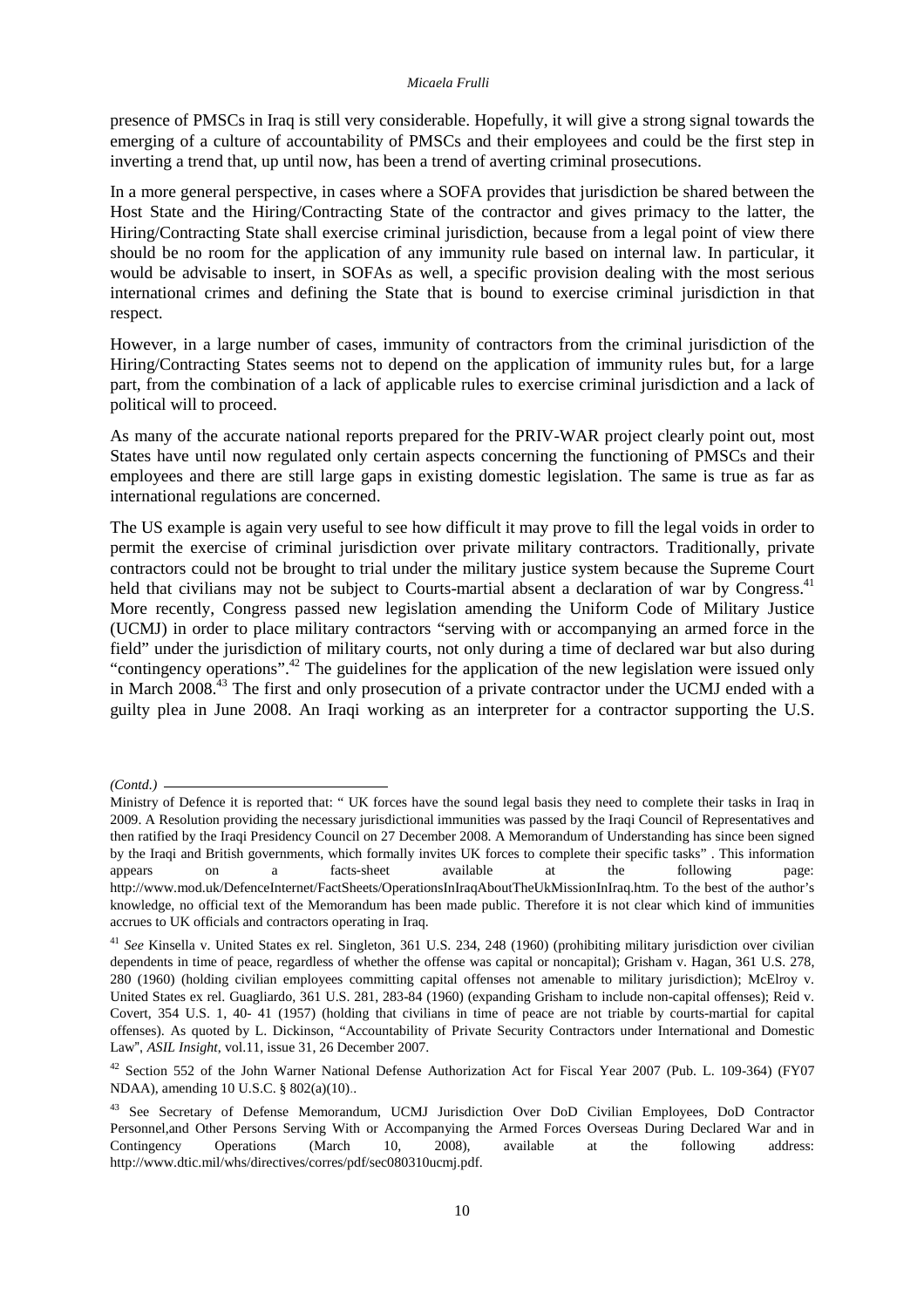presence of PMSCs in Iraq is still very considerable. Hopefully, it will give a strong signal towards the emerging of a culture of accountability of PMSCs and their employees and could be the first step in inverting a trend that, up until now, has been a trend of averting criminal prosecutions.

In a more general perspective, in cases where a SOFA provides that jurisdiction be shared between the Host State and the Hiring/Contracting State of the contractor and gives primacy to the latter, the Hiring/Contracting State shall exercise criminal jurisdiction, because from a legal point of view there should be no room for the application of any immunity rule based on internal law. In particular, it would be advisable to insert, in SOFAs as well, a specific provision dealing with the most serious international crimes and defining the State that is bound to exercise criminal jurisdiction in that respect.

However, in a large number of cases, immunity of contractors from the criminal jurisdiction of the Hiring/Contracting States seems not to depend on the application of immunity rules but, for a large part, from the combination of a lack of applicable rules to exercise criminal jurisdiction and a lack of political will to proceed.

As many of the accurate national reports prepared for the PRIV-WAR project clearly point out, most States have until now regulated only certain aspects concerning the functioning of PMSCs and their employees and there are still large gaps in existing domestic legislation. The same is true as far as international regulations are concerned.

The US example is again very useful to see how difficult it may prove to fill the legal voids in order to permit the exercise of criminal jurisdiction over private military contractors. Traditionally, private contractors could not be brought to trial under the military justice system because the Supreme Court held that civilians may not be subject to Courts-martial absent a declaration of war by Congress.[41] More recently, Congress passed new legislation amending the Uniform Code of Military Justice (UCMJ) in order to place military contractors "serving with or accompanying an armed force in the field" under the jurisdiction of military courts, not only during a time of declared war but also during "contingency operations".[42] The guidelines for the application of the new legislation were issued only in March 2008.[43] The first and only prosecution of a private contractor under the UCMJ ended with a guilty plea in June 2008. An Iraqi working as an interpreter for a contractor supporting the U.S.

---

*(Contd.)*

Ministry of Defence it is reported that: " UK forces have the sound legal basis they need to complete their tasks in Iraq in 2009. A Resolution providing the necessary jurisdictional immunities was passed by the Iraqi Council of Representatives and then ratified by the Iraqi Presidency Council on 27 December 2008. A Memorandum of Understanding has since been signed by the Iraqi and British governments, which formally invites UK forces to complete their specific tasks" . This information appears on a facts-sheet available at the following page: http://www.mod.uk/DefenceInternet/FactSheets/OperationsInIraqAboutTheUkMissionInIraq.htm. To the best of the author's knowledge, no official text of the Memorandum has been made public. Therefore it is not clear which kind of immunities accrues to UK officials and contractors operating in Iraq.

[41] *See* Kinsella v. United States ex rel. Singleton, 361 U.S. 234, 248 (1960) (prohibiting military jurisdiction over civilian dependents in time of peace, regardless of whether the offense was capital or noncapital); Grisham v. Hagan, 361 U.S. 278, 280 (1960) (holding civilian employees committing capital offenses not amenable to military jurisdiction); McElroy v. United States ex rel. Guagliardo, 361 U.S. 281, 283-84 (1960) (expanding Grisham to include non-capital offenses); Reid v. Covert, 354 U.S. 1, 40- 41 (1957) (holding that civilians in time of peace are not triable by courts-martial for capital offenses). As quoted by L. Dickinson, "Accountability of Private Security Contractors under International and Domestic Law", *ASIL Insight*, vol.11, issue 31, 26 December 2007.

[42] Section 552 of the John Warner National Defense Authorization Act for Fiscal Year 2007 (Pub. L. 109-364) (FY07 NDAA), amending 10 U.S.C. § 802(a)(10)..

[43] See Secretary of Defense Memorandum, UCMJ Jurisdiction Over DoD Civilian Employees, DoD Contractor Personnel,and Other Persons Serving With or Accompanying the Armed Forces Overseas During Declared War and in Contingency Operations (March 10, 2008), available at the following address: http://www.dtic.mil/whs/directives/corres/pdf/sec080310ucmj.pdf.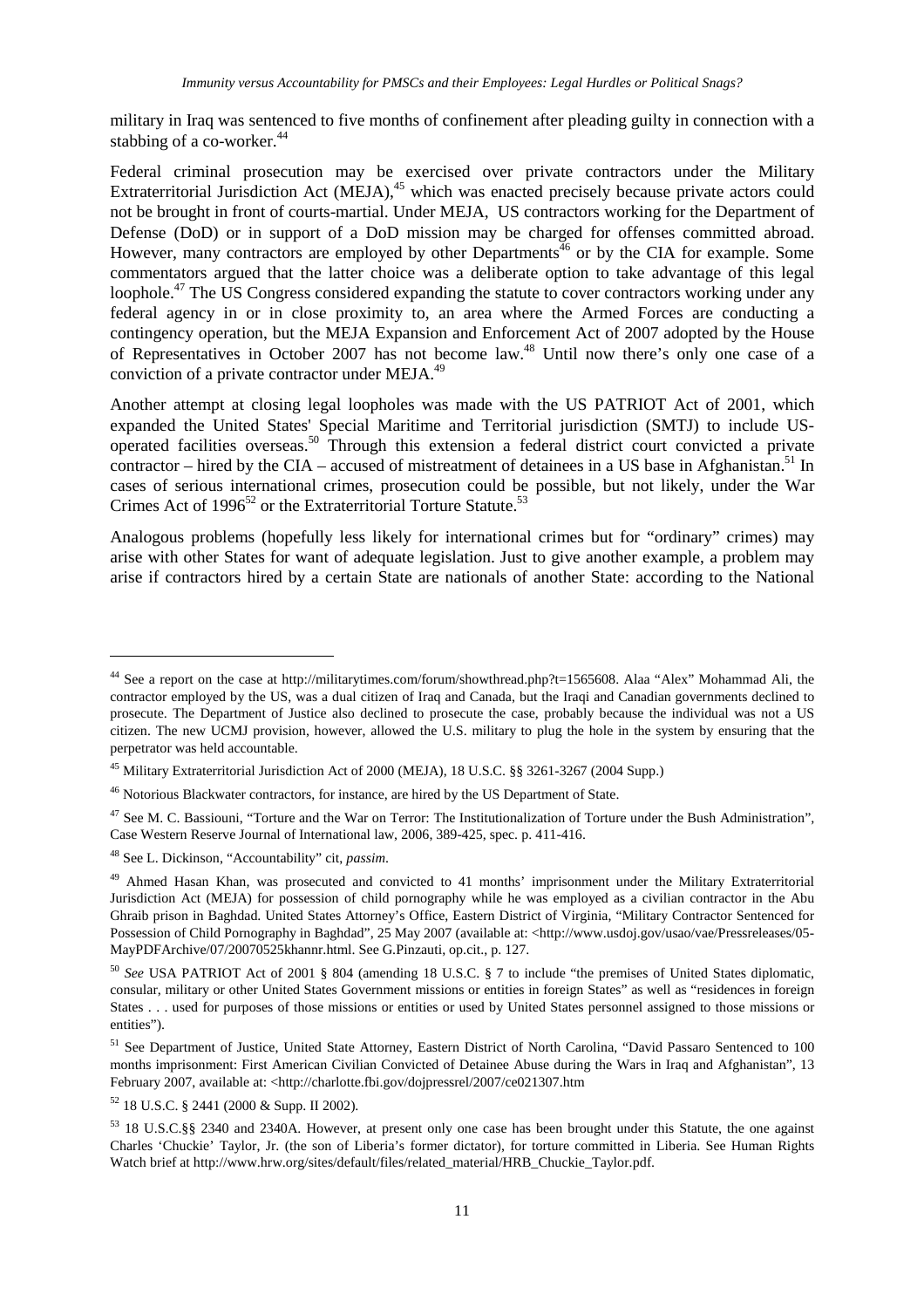military in Iraq was sentenced to five months of confinement after pleading guilty in connection with a stabbing of a co-worker.[44]

Federal criminal prosecution may be exercised over private contractors under the Military Extraterritorial Jurisdiction Act (MEJA),[45] which was enacted precisely because private actors could not be brought in front of courts-martial. Under MEJA, US contractors working for the Department of Defense (DoD) or in support of a DoD mission may be charged for offenses committed abroad. However, many contractors are employed by other Departments[46] or by the CIA for example. Some commentators argued that the latter choice was a deliberate option to take advantage of this legal loophole.[47] The US Congress considered expanding the statute to cover contractors working under any federal agency in or in close proximity to, an area where the Armed Forces are conducting a contingency operation, but the MEJA Expansion and Enforcement Act of 2007 adopted by the House of Representatives in October 2007 has not become law.[48] Until now there's only one case of a conviction of a private contractor under MEJA.[49]

Another attempt at closing legal loopholes was made with the US PATRIOT Act of 2001, which expanded the United States' Special Maritime and Territorial jurisdiction (SMTJ) to include US-operated facilities overseas.[50] Through this extension a federal district court convicted a private contractor – hired by the CIA – accused of mistreatment of detainees in a US base in Afghanistan.[51] In cases of serious international crimes, prosecution could be possible, but not likely, under the War Crimes Act of 1996[52] or the Extraterritorial Torture Statute.[53]

Analogous problems (hopefully less likely for international crimes but for "ordinary" crimes) may arise with other States for want of adequate legislation. Just to give another example, a problem may arise if contractors hired by a certain State are nationals of another State: according to the National

---

[44] See a report on the case at http://militarytimes.com/forum/showthread.php?t=1565608. Alaa "Alex" Mohammad Ali, the contractor employed by the US, was a dual citizen of Iraq and Canada, but the Iraqi and Canadian governments declined to prosecute. The Department of Justice also declined to prosecute the case, probably because the individual was not a US citizen. The new UCMJ provision, however, allowed the U.S. military to plug the hole in the system by ensuring that the perpetrator was held accountable.

[45] Military Extraterritorial Jurisdiction Act of 2000 (MEJA), 18 U.S.C. §§ 3261-3267 (2004 Supp.)

[46] Notorious Blackwater contractors, for instance, are hired by the US Department of State.

[47] See M. C. Bassiouni, "Torture and the War on Terror: The Institutionalization of Torture under the Bush Administration", Case Western Reserve Journal of International law, 2006, 389-425, spec. p. 411-416.

[48] See L. Dickinson, "Accountability" cit, *passim*.

[49] Ahmed Hasan Khan, was prosecuted and convicted to 41 months' imprisonment under the Military Extraterritorial Jurisdiction Act (MEJA) for possession of child pornography while he was employed as a civilian contractor in the Abu Ghraib prison in Baghdad. United States Attorney's Office, Eastern District of Virginia, "Military Contractor Sentenced for Possession of Child Pornography in Baghdad", 25 May 2007 (available at: <http://www.usdoj.gov/usao/vae/Pressreleases/05-MayPDFArchive/07/20070525khannr.html. See G.Pinzauti, op.cit., p. 127.

[50] *See* USA PATRIOT Act of 2001 § 804 (amending 18 U.S.C. § 7 to include "the premises of United States diplomatic, consular, military or other United States Government missions or entities in foreign States" as well as "residences in foreign States . . . used for purposes of those missions or entities or used by United States personnel assigned to those missions or entities").

[51] See Department of Justice, United State Attorney, Eastern District of North Carolina, "David Passaro Sentenced to 100 months imprisonment: First American Civilian Convicted of Detainee Abuse during the Wars in Iraq and Afghanistan", 13 February 2007, available at: <http://charlotte.fbi.gov/dojpressrel/2007/ce021307.htm

[52] 18 U.S.C. § 2441 (2000 & Supp. II 2002).

[53] 18 U.S.C.§§ 2340 and 2340A. However, at present only one case has been brought under this Statute, the one against Charles 'Chuckie' Taylor, Jr. (the son of Liberia's former dictator), for torture committed in Liberia. See Human Rights Watch brief at http://www.hrw.org/sites/default/files/related_material/HRB_Chuckie_Taylor.pdf.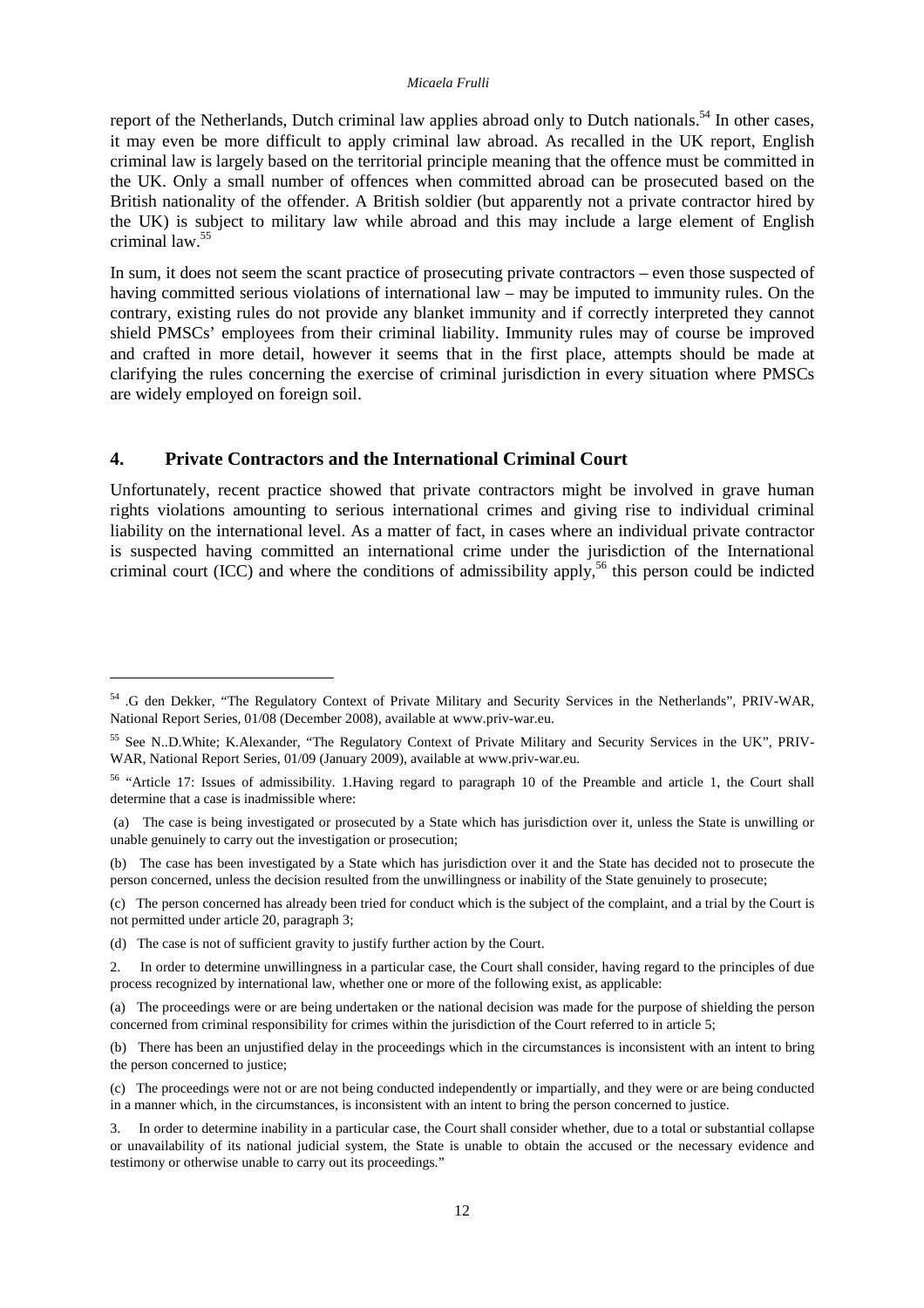report of the Netherlands, Dutch criminal law applies abroad only to Dutch nationals.[54] In other cases, it may even be more difficult to apply criminal law abroad. As recalled in the UK report, English criminal law is largely based on the territorial principle meaning that the offence must be committed in the UK. Only a small number of offences when committed abroad can be prosecuted based on the British nationality of the offender. A British soldier (but apparently not a private contractor hired by the UK) is subject to military law while abroad and this may include a large element of English criminal law.[55]

In sum, it does not seem the scant practice of prosecuting private contractors – even those suspected of having committed serious violations of international law – may be imputed to immunity rules. On the contrary, existing rules do not provide any blanket immunity and if correctly interpreted they cannot shield PMSCs' employees from their criminal liability. Immunity rules may of course be improved and crafted in more detail, however it seems that in the first place, attempts should be made at clarifying the rules concerning the exercise of criminal jurisdiction in every situation where PMSCs are widely employed on foreign soil.

## 4. Private Contractors and the International Criminal Court

Unfortunately, recent practice showed that private contractors might be involved in grave human rights violations amounting to serious international crimes and giving rise to individual criminal liability on the international level. As a matter of fact, in cases where an individual private contractor is suspected having committed an international crime under the jurisdiction of the International criminal court (ICC) and where the conditions of admissibility apply,[56] this person could be indicted

---

[54] .G den Dekker, "The Regulatory Context of Private Military and Security Services in the Netherlands", PRIV-WAR, National Report Series, 01/08 (December 2008), available at www.priv-war.eu.

[55] See N..D.White; K.Alexander, "The Regulatory Context of Private Military and Security Services in the UK", PRIV-WAR, National Report Series, 01/09 (January 2009), available at www.priv-war.eu.

[56] "Article 17: Issues of admissibility. 1.Having regard to paragraph 10 of the Preamble and article 1, the Court shall determine that a case is inadmissible where:

(a) The case is being investigated or prosecuted by a State which has jurisdiction over it, unless the State is unwilling or unable genuinely to carry out the investigation or prosecution;

(b) The case has been investigated by a State which has jurisdiction over it and the State has decided not to prosecute the person concerned, unless the decision resulted from the unwillingness or inability of the State genuinely to prosecute;

(c) The person concerned has already been tried for conduct which is the subject of the complaint, and a trial by the Court is not permitted under article 20, paragraph 3;

(d) The case is not of sufficient gravity to justify further action by the Court.

2. In order to determine unwillingness in a particular case, the Court shall consider, having regard to the principles of due process recognized by international law, whether one or more of the following exist, as applicable:

(a) The proceedings were or are being undertaken or the national decision was made for the purpose of shielding the person concerned from criminal responsibility for crimes within the jurisdiction of the Court referred to in article 5;

(b) There has been an unjustified delay in the proceedings which in the circumstances is inconsistent with an intent to bring the person concerned to justice;

(c) The proceedings were not or are not being conducted independently or impartially, and they were or are being conducted in a manner which, in the circumstances, is inconsistent with an intent to bring the person concerned to justice.

3. In order to determine inability in a particular case, the Court shall consider whether, due to a total or substantial collapse or unavailability of its national judicial system, the State is unable to obtain the accused or the necessary evidence and testimony or otherwise unable to carry out its proceedings."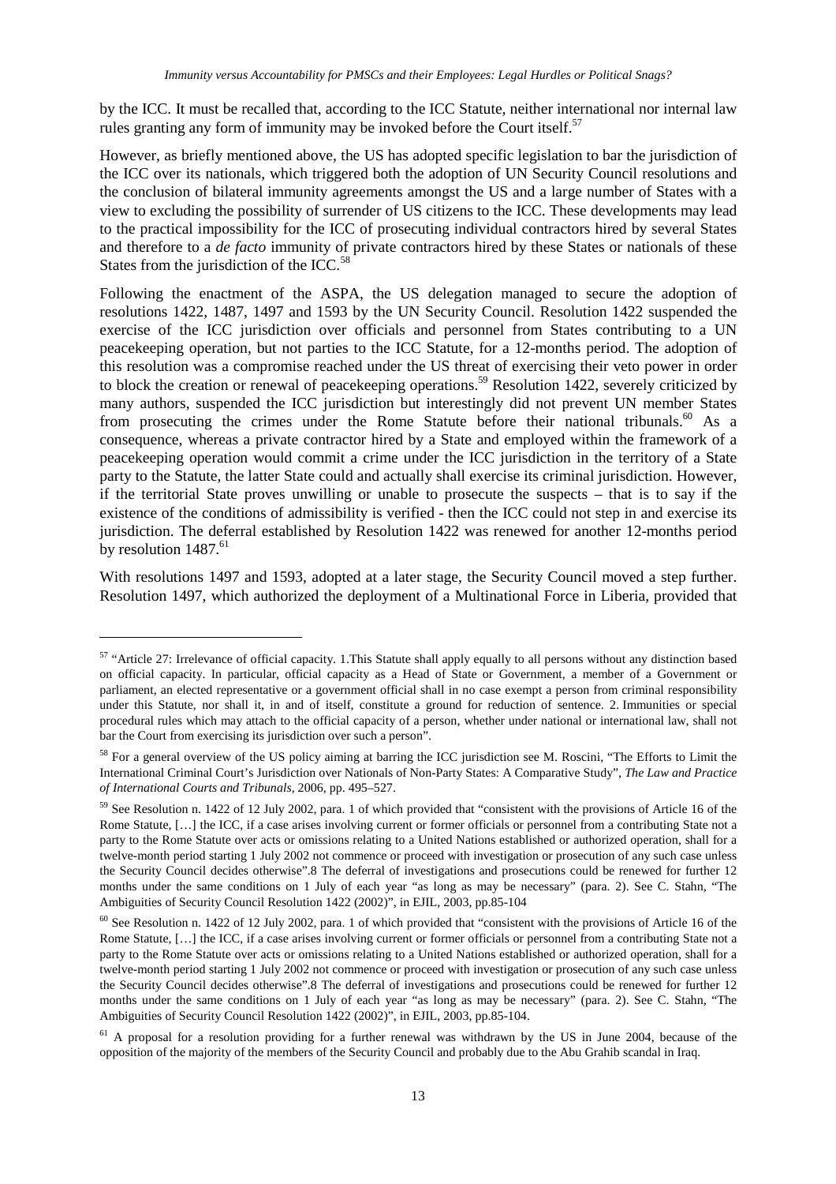by the ICC. It must be recalled that, according to the ICC Statute, neither international nor internal law rules granting any form of immunity may be invoked before the Court itself.[57]

However, as briefly mentioned above, the US has adopted specific legislation to bar the jurisdiction of the ICC over its nationals, which triggered both the adoption of UN Security Council resolutions and the conclusion of bilateral immunity agreements amongst the US and a large number of States with a view to excluding the possibility of surrender of US citizens to the ICC. These developments may lead to the practical impossibility for the ICC of prosecuting individual contractors hired by several States and therefore to a *de facto* immunity of private contractors hired by these States or nationals of these States from the jurisdiction of the ICC.[58]

Following the enactment of the ASPA, the US delegation managed to secure the adoption of resolutions 1422, 1487, 1497 and 1593 by the UN Security Council. Resolution 1422 suspended the exercise of the ICC jurisdiction over officials and personnel from States contributing to a UN peacekeeping operation, but not parties to the ICC Statute, for a 12-months period. The adoption of this resolution was a compromise reached under the US threat of exercising their veto power in order to block the creation or renewal of peacekeeping operations.[59] Resolution 1422, severely criticized by many authors, suspended the ICC jurisdiction but interestingly did not prevent UN member States from prosecuting the crimes under the Rome Statute before their national tribunals.[60] As a consequence, whereas a private contractor hired by a State and employed within the framework of a peacekeeping operation would commit a crime under the ICC jurisdiction in the territory of a State party to the Statute, the latter State could and actually shall exercise its criminal jurisdiction. However, if the territorial State proves unwilling or unable to prosecute the suspects – that is to say if the existence of the conditions of admissibility is verified - then the ICC could not step in and exercise its jurisdiction. The deferral established by Resolution 1422 was renewed for another 12-months period by resolution 1487.[61]

With resolutions 1497 and 1593, adopted at a later stage, the Security Council moved a step further. Resolution 1497, which authorized the deployment of a Multinational Force in Liberia, provided that

---

[57] "Article 27: Irrelevance of official capacity. 1.This Statute shall apply equally to all persons without any distinction based on official capacity. In particular, official capacity as a Head of State or Government, a member of a Government or parliament, an elected representative or a government official shall in no case exempt a person from criminal responsibility under this Statute, nor shall it, in and of itself, constitute a ground for reduction of sentence. 2. Immunities or special procedural rules which may attach to the official capacity of a person, whether under national or international law, shall not bar the Court from exercising its jurisdiction over such a person".

[58] For a general overview of the US policy aiming at barring the ICC jurisdiction see M. Roscini, "The Efforts to Limit the International Criminal Court's Jurisdiction over Nationals of Non-Party States: A Comparative Study", *The Law and Practice of International Courts and Tribunals*, 2006, pp. 495–527.

[59] See Resolution n. 1422 of 12 July 2002, para. 1 of which provided that "consistent with the provisions of Article 16 of the Rome Statute, […] the ICC, if a case arises involving current or former officials or personnel from a contributing State not a party to the Rome Statute over acts or omissions relating to a United Nations established or authorized operation, shall for a twelve-month period starting 1 July 2002 not commence or proceed with investigation or prosecution of any such case unless the Security Council decides otherwise".8 The deferral of investigations and prosecutions could be renewed for further 12 months under the same conditions on 1 July of each year "as long as may be necessary" (para. 2). See C. Stahn, "The Ambiguities of Security Council Resolution 1422 (2002)", in EJIL, 2003, pp.85-104

[60] See Resolution n. 1422 of 12 July 2002, para. 1 of which provided that "consistent with the provisions of Article 16 of the Rome Statute, […] the ICC, if a case arises involving current or former officials or personnel from a contributing State not a party to the Rome Statute over acts or omissions relating to a United Nations established or authorized operation, shall for a twelve-month period starting 1 July 2002 not commence or proceed with investigation or prosecution of any such case unless the Security Council decides otherwise".8 The deferral of investigations and prosecutions could be renewed for further 12 months under the same conditions on 1 July of each year "as long as may be necessary" (para. 2). See C. Stahn, "The Ambiguities of Security Council Resolution 1422 (2002)", in EJIL, 2003, pp.85-104.

[61] A proposal for a resolution providing for a further renewal was withdrawn by the US in June 2004, because of the opposition of the majority of the members of the Security Council and probably due to the Abu Grahib scandal in Iraq.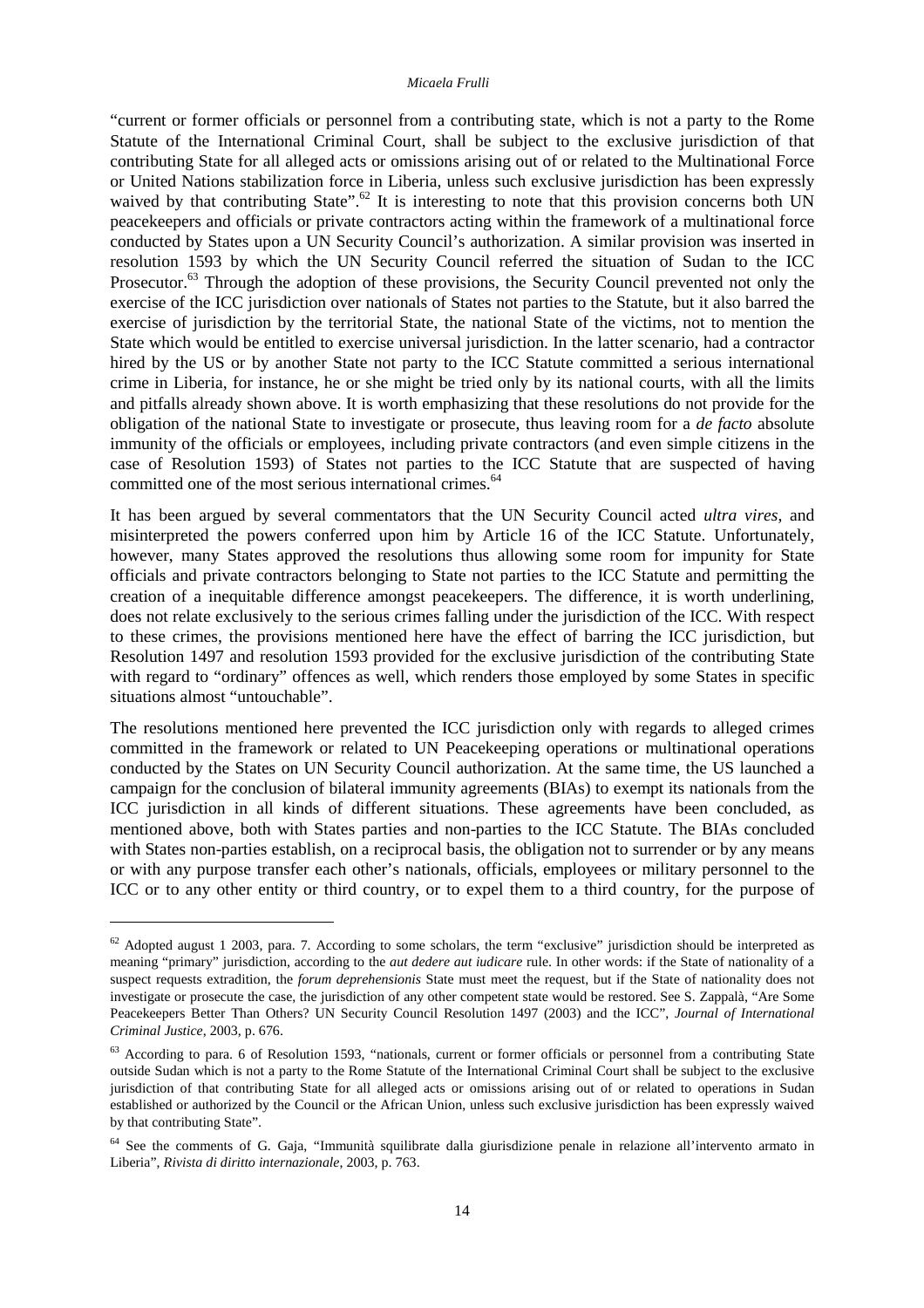"current or former officials or personnel from a contributing state, which is not a party to the Rome Statute of the International Criminal Court, shall be subject to the exclusive jurisdiction of that contributing State for all alleged acts or omissions arising out of or related to the Multinational Force or United Nations stabilization force in Liberia, unless such exclusive jurisdiction has been expressly waived by that contributing State".[62] It is interesting to note that this provision concerns both UN peacekeepers and officials or private contractors acting within the framework of a multinational force conducted by States upon a UN Security Council's authorization. A similar provision was inserted in resolution 1593 by which the UN Security Council referred the situation of Sudan to the ICC Prosecutor.[63] Through the adoption of these provisions, the Security Council prevented not only the exercise of the ICC jurisdiction over nationals of States not parties to the Statute, but it also barred the exercise of jurisdiction by the territorial State, the national State of the victims, not to mention the State which would be entitled to exercise universal jurisdiction. In the latter scenario, had a contractor hired by the US or by another State not party to the ICC Statute committed a serious international crime in Liberia, for instance, he or she might be tried only by its national courts, with all the limits and pitfalls already shown above. It is worth emphasizing that these resolutions do not provide for the obligation of the national State to investigate or prosecute, thus leaving room for a *de facto* absolute immunity of the officials or employees, including private contractors (and even simple citizens in the case of Resolution 1593) of States not parties to the ICC Statute that are suspected of having committed one of the most serious international crimes.[64]

It has been argued by several commentators that the UN Security Council acted *ultra vires*, and misinterpreted the powers conferred upon him by Article 16 of the ICC Statute. Unfortunately, however, many States approved the resolutions thus allowing some room for impunity for State officials and private contractors belonging to State not parties to the ICC Statute and permitting the creation of a inequitable difference amongst peacekeepers. The difference, it is worth underlining, does not relate exclusively to the serious crimes falling under the jurisdiction of the ICC. With respect to these crimes, the provisions mentioned here have the effect of barring the ICC jurisdiction, but Resolution 1497 and resolution 1593 provided for the exclusive jurisdiction of the contributing State with regard to "ordinary" offences as well, which renders those employed by some States in specific situations almost "untouchable".

The resolutions mentioned here prevented the ICC jurisdiction only with regards to alleged crimes committed in the framework or related to UN Peacekeeping operations or multinational operations conducted by the States on UN Security Council authorization. At the same time, the US launched a campaign for the conclusion of bilateral immunity agreements (BIAs) to exempt its nationals from the ICC jurisdiction in all kinds of different situations. These agreements have been concluded, as mentioned above, both with States parties and non-parties to the ICC Statute. The BIAs concluded with States non-parties establish, on a reciprocal basis, the obligation not to surrender or by any means or with any purpose transfer each other's nationals, officials, employees or military personnel to the ICC or to any other entity or third country, or to expel them to a third country, for the purpose of

---

[62] Adopted august 1 2003, para. 7. According to some scholars, the term "exclusive" jurisdiction should be interpreted as meaning "primary" jurisdiction, according to the *aut dedere aut iudicare* rule. In other words: if the State of nationality of a suspect requests extradition, the *forum deprehensionis* State must meet the request, but if the State of nationality does not investigate or prosecute the case, the jurisdiction of any other competent state would be restored. See S. Zappalà, "Are Some Peacekeepers Better Than Others? UN Security Council Resolution 1497 (2003) and the ICC", *Journal of International Criminal Justice*, 2003, p. 676.

[63] According to para. 6 of Resolution 1593, "nationals, current or former officials or personnel from a contributing State outside Sudan which is not a party to the Rome Statute of the International Criminal Court shall be subject to the exclusive jurisdiction of that contributing State for all alleged acts or omissions arising out of or related to operations in Sudan established or authorized by the Council or the African Union, unless such exclusive jurisdiction has been expressly waived by that contributing State".

[64] See the comments of G. Gaja, "Immunità squilibrate dalla giurisdizione penale in relazione all'intervento armato in Liberia", *Rivista di diritto internazionale*, 2003, p. 763.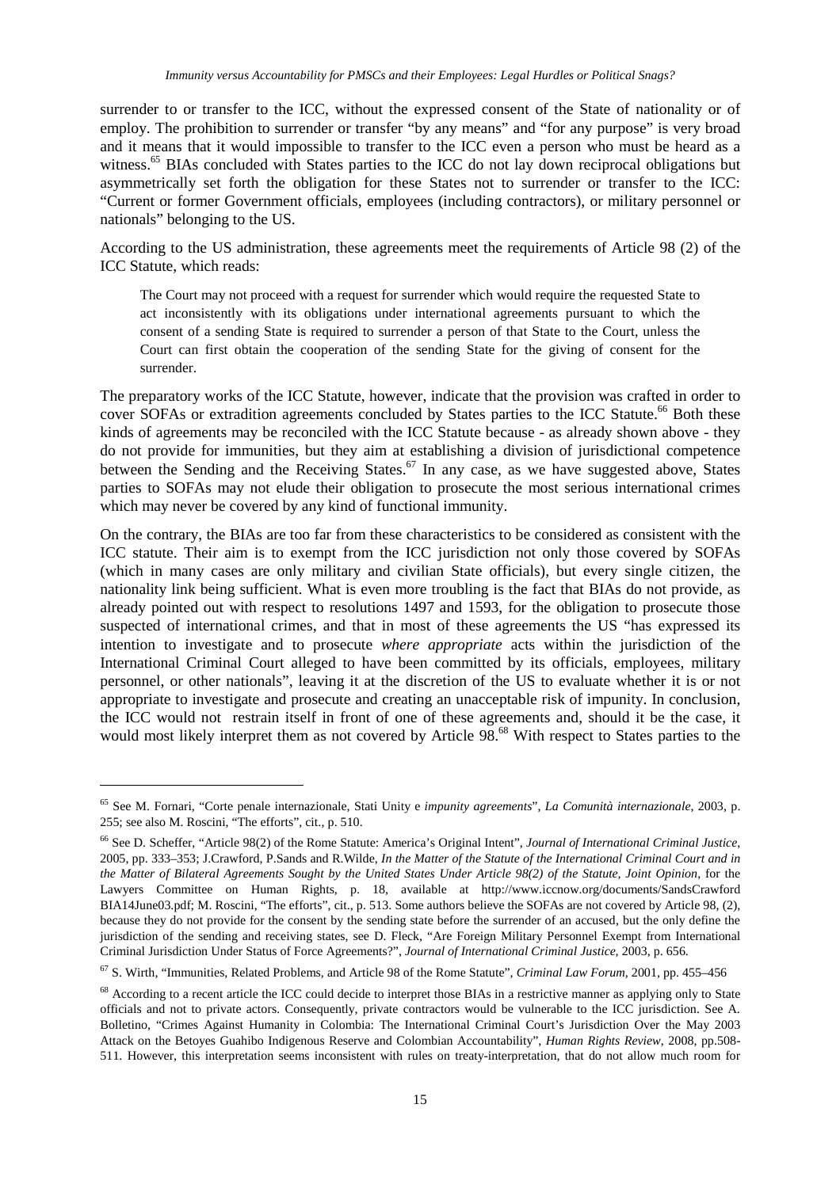surrender to or transfer to the ICC, without the expressed consent of the State of nationality or of employ. The prohibition to surrender or transfer "by any means" and "for any purpose" is very broad and it means that it would impossible to transfer to the ICC even a person who must be heard as a witness.[65] BIAs concluded with States parties to the ICC do not lay down reciprocal obligations but asymmetrically set forth the obligation for these States not to surrender or transfer to the ICC: "Current or former Government officials, employees (including contractors), or military personnel or nationals" belonging to the US.

According to the US administration, these agreements meet the requirements of Article 98 (2) of the ICC Statute, which reads:

> The Court may not proceed with a request for surrender which would require the requested State to act inconsistently with its obligations under international agreements pursuant to which the consent of a sending State is required to surrender a person of that State to the Court, unless the Court can first obtain the cooperation of the sending State for the giving of consent for the surrender.

The preparatory works of the ICC Statute, however, indicate that the provision was crafted in order to cover SOFAs or extradition agreements concluded by States parties to the ICC Statute.[66] Both these kinds of agreements may be reconciled with the ICC Statute because - as already shown above - they do not provide for immunities, but they aim at establishing a division of jurisdictional competence between the Sending and the Receiving States.[67] In any case, as we have suggested above, States parties to SOFAs may not elude their obligation to prosecute the most serious international crimes which may never be covered by any kind of functional immunity.

On the contrary, the BIAs are too far from these characteristics to be considered as consistent with the ICC statute. Their aim is to exempt from the ICC jurisdiction not only those covered by SOFAs (which in many cases are only military and civilian State officials), but every single citizen, the nationality link being sufficient. What is even more troubling is the fact that BIAs do not provide, as already pointed out with respect to resolutions 1497 and 1593, for the obligation to prosecute those suspected of international crimes, and that in most of these agreements the US "has expressed its intention to investigate and to prosecute *where appropriate* acts within the jurisdiction of the International Criminal Court alleged to have been committed by its officials, employees, military personnel, or other nationals", leaving it at the discretion of the US to evaluate whether it is or not appropriate to investigate and prosecute and creating an unacceptable risk of impunity. In conclusion, the ICC would not restrain itself in front of one of these agreements and, should it be the case, it would most likely interpret them as not covered by Article 98.[68] With respect to States parties to the

---

[65] See M. Fornari, "Corte penale internazionale, Stati Unity e *impunity agreements*", *La Comunità internazionale*, 2003, p. 255; see also M. Roscini, "The efforts", cit., p. 510.

[66] See D. Scheffer, "Article 98(2) of the Rome Statute: America's Original Intent", *Journal of International Criminal Justice*, 2005, pp. 333–353; J.Crawford, P.Sands and R.Wilde, *In the Matter of the Statute of the International Criminal Court and in the Matter of Bilateral Agreements Sought by the United States Under Article 98(2) of the Statute, Joint Opinion*, for the Lawyers Committee on Human Rights, p. 18, available at http://www.iccnow.org/documents/SandsCrawford BIA14June03.pdf; M. Roscini, "The efforts", cit., p. 513. Some authors believe the SOFAs are not covered by Article 98, (2), because they do not provide for the consent by the sending state before the surrender of an accused, but the only define the jurisdiction of the sending and receiving states, see D. Fleck, "Are Foreign Military Personnel Exempt from International Criminal Jurisdiction Under Status of Force Agreements?", *Journal of International Criminal Justice*, 2003, p. 656.

[67] S. Wirth, "Immunities, Related Problems, and Article 98 of the Rome Statute", *Criminal Law Forum*, 2001, pp. 455–456

[68] According to a recent article the ICC could decide to interpret those BIAs in a restrictive manner as applying only to State officials and not to private actors. Consequently, private contractors would be vulnerable to the ICC jurisdiction. See A. Bolletino, "Crimes Against Humanity in Colombia: The International Criminal Court's Jurisdiction Over the May 2003 Attack on the Betoyes Guahibo Indigenous Reserve and Colombian Accountability", *Human Rights Review*, 2008, pp.508-511. However, this interpretation seems inconsistent with rules on treaty-interpretation, that do not allow much room for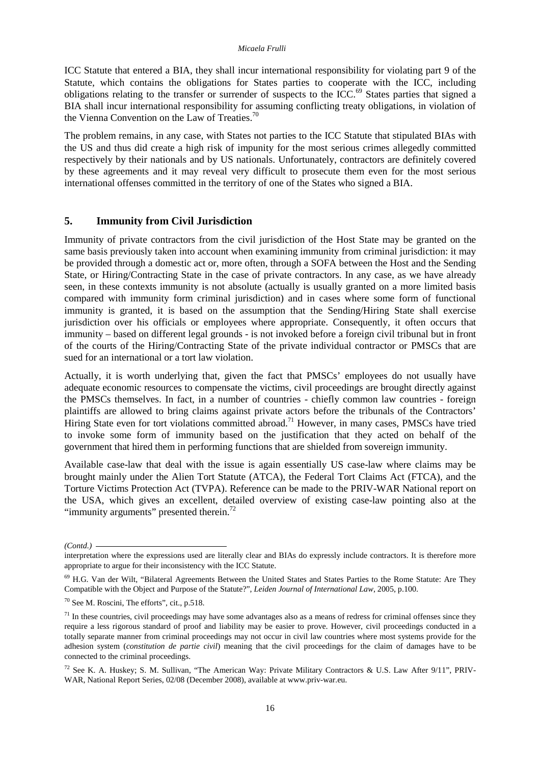ICC Statute that entered a BIA, they shall incur international responsibility for violating part 9 of the Statute, which contains the obligations for States parties to cooperate with the ICC, including obligations relating to the transfer or surrender of suspects to the ICC.[69] States parties that signed a BIA shall incur international responsibility for assuming conflicting treaty obligations, in violation of the Vienna Convention on the Law of Treaties.[70]

The problem remains, in any case, with States not parties to the ICC Statute that stipulated BIAs with the US and thus did create a high risk of impunity for the most serious crimes allegedly committed respectively by their nationals and by US nationals. Unfortunately, contractors are definitely covered by these agreements and it may reveal very difficult to prosecute them even for the most serious international offenses committed in the territory of one of the States who signed a BIA.

## 5. Immunity from Civil Jurisdiction

Immunity of private contractors from the civil jurisdiction of the Host State may be granted on the same basis previously taken into account when examining immunity from criminal jurisdiction: it may be provided through a domestic act or, more often, through a SOFA between the Host and the Sending State, or Hiring/Contracting State in the case of private contractors. In any case, as we have already seen, in these contexts immunity is not absolute (actually is usually granted on a more limited basis compared with immunity form criminal jurisdiction) and in cases where some form of functional immunity is granted, it is based on the assumption that the Sending/Hiring State shall exercise jurisdiction over his officials or employees where appropriate. Consequently, it often occurs that immunity – based on different legal grounds - is not invoked before a foreign civil tribunal but in front of the courts of the Hiring/Contracting State of the private individual contractor or PMSCs that are sued for an international or a tort law violation.

Actually, it is worth underlying that, given the fact that PMSCs' employees do not usually have adequate economic resources to compensate the victims, civil proceedings are brought directly against the PMSCs themselves. In fact, in a number of countries - chiefly common law countries - foreign plaintiffs are allowed to bring claims against private actors before the tribunals of the Contractors' Hiring State even for tort violations committed abroad.[71] However, in many cases, PMSCs have tried to invoke some form of immunity based on the justification that they acted on behalf of the government that hired them in performing functions that are shielded from sovereign immunity.

Available case-law that deal with the issue is again essentially US case-law where claims may be brought mainly under the Alien Tort Statute (ATCA), the Federal Tort Claims Act (FTCA), and the Torture Victims Protection Act (TVPA). Reference can be made to the PRIV-WAR National report on the USA, which gives an excellent, detailed overview of existing case-law pointing also at the "immunity arguments" presented therein.[72]

*(Contd.)*

interpretation where the expressions used are literally clear and BIAs do expressly include contractors. It is therefore more appropriate to argue for their inconsistency with the ICC Statute.

[69] H.G. Van der Wilt, "Bilateral Agreements Between the United States and States Parties to the Rome Statute: Are They Compatible with the Object and Purpose of the Statute?", *Leiden Journal of International Law*, 2005, p.100.

[70] See M. Roscini, The efforts", cit., p.518.

[71] In these countries, civil proceedings may have some advantages also as a means of redress for criminal offenses since they require a less rigorous standard of proof and liability may be easier to prove. However, civil proceedings conducted in a totally separate manner from criminal proceedings may not occur in civil law countries where most systems provide for the adhesion system (*constitution de partie civil*) meaning that the civil proceedings for the claim of damages have to be connected to the criminal proceedings.

[72] See K. A. Huskey; S. M. Sullivan, "The American Way: Private Military Contractors & U.S. Law After 9/11", PRIV-WAR, National Report Series, 02/08 (December 2008), available at www.priv-war.eu.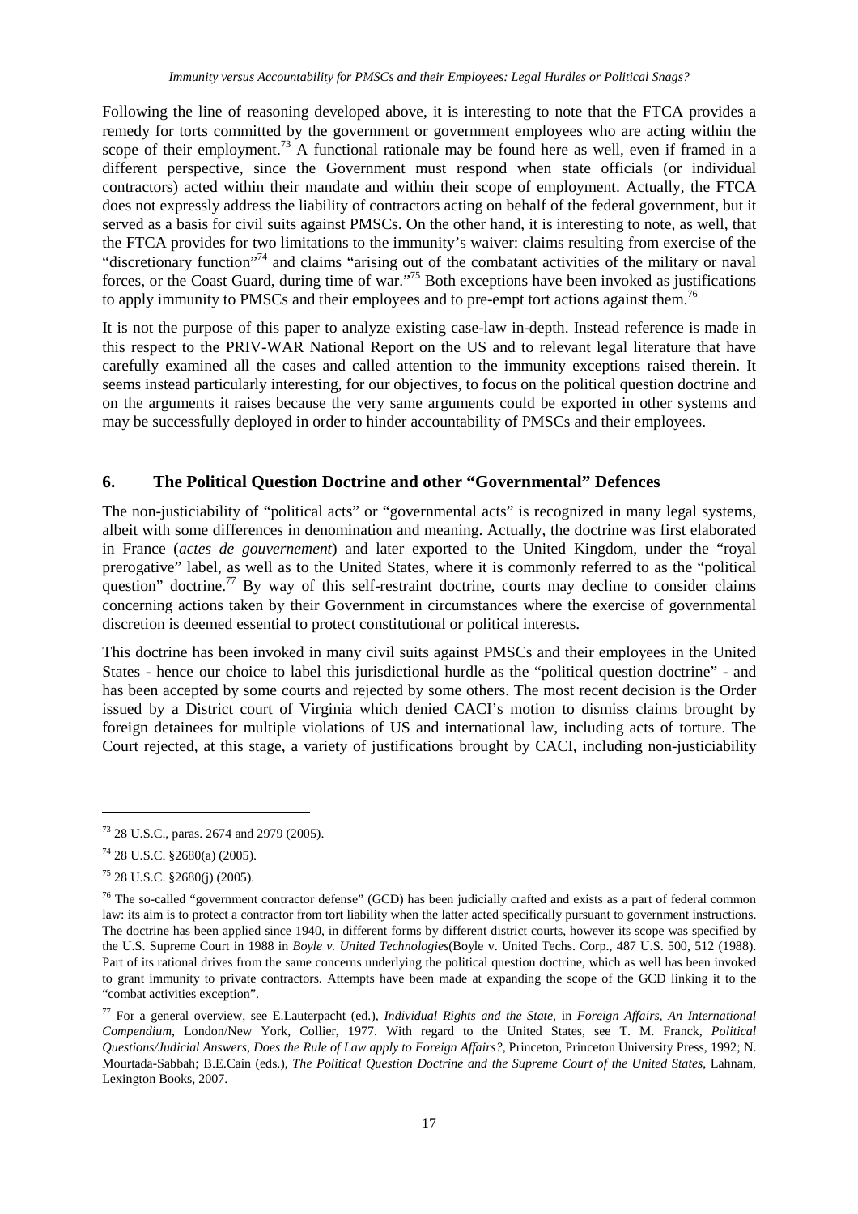Following the line of reasoning developed above, it is interesting to note that the FTCA provides a remedy for torts committed by the government or government employees who are acting within the scope of their employment.[73] A functional rationale may be found here as well, even if framed in a different perspective, since the Government must respond when state officials (or individual contractors) acted within their mandate and within their scope of employment. Actually, the FTCA does not expressly address the liability of contractors acting on behalf of the federal government, but it served as a basis for civil suits against PMSCs. On the other hand, it is interesting to note, as well, that the FTCA provides for two limitations to the immunity's waiver: claims resulting from exercise of the "discretionary function"[74] and claims "arising out of the combatant activities of the military or naval forces, or the Coast Guard, during time of war."[75] Both exceptions have been invoked as justifications to apply immunity to PMSCs and their employees and to pre-empt tort actions against them.[76]

It is not the purpose of this paper to analyze existing case-law in-depth. Instead reference is made in this respect to the PRIV-WAR National Report on the US and to relevant legal literature that have carefully examined all the cases and called attention to the immunity exceptions raised therein. It seems instead particularly interesting, for our objectives, to focus on the political question doctrine and on the arguments it raises because the very same arguments could be exported in other systems and may be successfully deployed in order to hinder accountability of PMSCs and their employees.

## 6. The Political Question Doctrine and other "Governmental" Defences

The non-justiciability of "political acts" or "governmental acts" is recognized in many legal systems, albeit with some differences in denomination and meaning. Actually, the doctrine was first elaborated in France (*actes de gouvernement*) and later exported to the United Kingdom, under the "royal prerogative" label, as well as to the United States, where it is commonly referred to as the "political question" doctrine.[77] By way of this self-restraint doctrine, courts may decline to consider claims concerning actions taken by their Government in circumstances where the exercise of governmental discretion is deemed essential to protect constitutional or political interests.

This doctrine has been invoked in many civil suits against PMSCs and their employees in the United States - hence our choice to label this jurisdictional hurdle as the "political question doctrine" - and has been accepted by some courts and rejected by some others. The most recent decision is the Order issued by a District court of Virginia which denied CACI's motion to dismiss claims brought by foreign detainees for multiple violations of US and international law, including acts of torture. The Court rejected, at this stage, a variety of justifications brought by CACI, including non-justiciability

---

[73] 28 U.S.C., paras. 2674 and 2979 (2005).

[74] 28 U.S.C. §2680(a) (2005).

[75] 28 U.S.C. §2680(j) (2005).

[76] The so-called "government contractor defense" (GCD) has been judicially crafted and exists as a part of federal common law: its aim is to protect a contractor from tort liability when the latter acted specifically pursuant to government instructions. The doctrine has been applied since 1940, in different forms by different district courts, however its scope was specified by the U.S. Supreme Court in 1988 in *Boyle v. United Technologies*(Boyle v. United Techs. Corp., 487 U.S. 500, 512 (1988). Part of its rational drives from the same concerns underlying the political question doctrine, which as well has been invoked to grant immunity to private contractors. Attempts have been made at expanding the scope of the GCD linking it to the "combat activities exception".

[77] For a general overview, see E.Lauterpacht (ed.), *Individual Rights and the State*, in *Foreign Affairs, An International Compendium*, London/New York, Collier, 1977. With regard to the United States, see T. M. Franck, *Political Questions/Judicial Answers, Does the Rule of Law apply to Foreign Affairs?*, Princeton, Princeton University Press, 1992; N. Mourtada-Sabbah; B.E.Cain (eds.), *The Political Question Doctrine and the Supreme Court of the United States*, Lahnam, Lexington Books, 2007.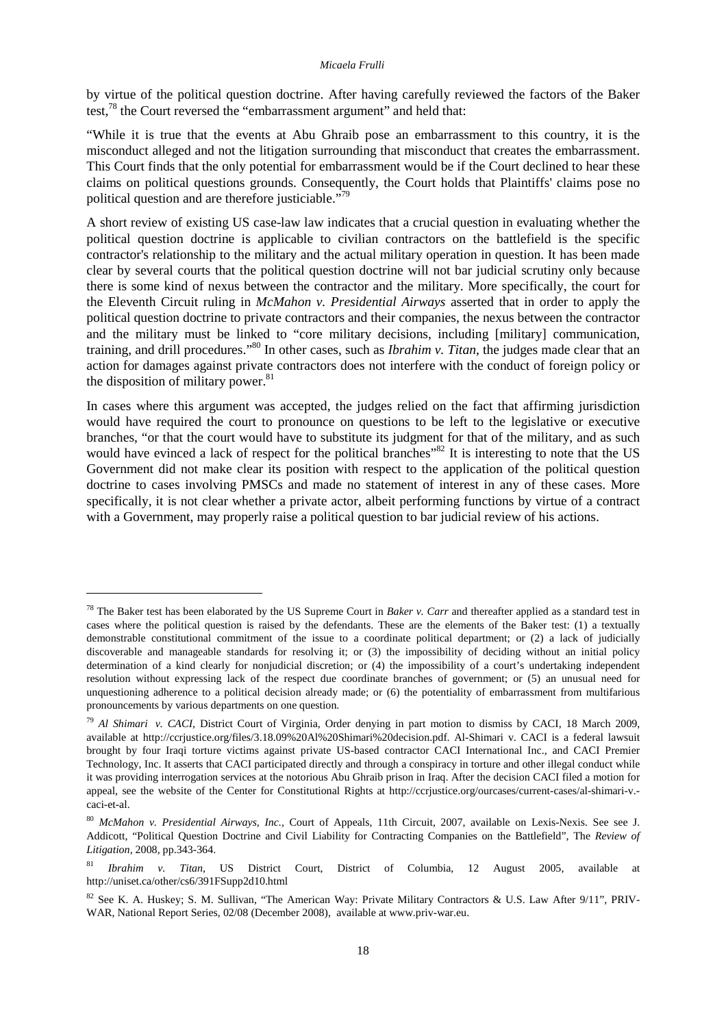by virtue of the political question doctrine. After having carefully reviewed the factors of the Baker test,[78] the Court reversed the "embarrassment argument" and held that:

"While it is true that the events at Abu Ghraib pose an embarrassment to this country, it is the misconduct alleged and not the litigation surrounding that misconduct that creates the embarrassment. This Court finds that the only potential for embarrassment would be if the Court declined to hear these claims on political questions grounds. Consequently, the Court holds that Plaintiffs' claims pose no political question and are therefore justiciable."[79]

A short review of existing US case-law law indicates that a crucial question in evaluating whether the political question doctrine is applicable to civilian contractors on the battlefield is the specific contractor's relationship to the military and the actual military operation in question. It has been made clear by several courts that the political question doctrine will not bar judicial scrutiny only because there is some kind of nexus between the contractor and the military. More specifically, the court for the Eleventh Circuit ruling in *McMahon v. Presidential Airways* asserted that in order to apply the political question doctrine to private contractors and their companies, the nexus between the contractor and the military must be linked to "core military decisions, including [military] communication, training, and drill procedures."[80] In other cases, such as *Ibrahim v. Titan*, the judges made clear that an action for damages against private contractors does not interfere with the conduct of foreign policy or the disposition of military power.[81]

In cases where this argument was accepted, the judges relied on the fact that affirming jurisdiction would have required the court to pronounce on questions to be left to the legislative or executive branches, "or that the court would have to substitute its judgment for that of the military, and as such would have evinced a lack of respect for the political branches"[82] It is interesting to note that the US Government did not make clear its position with respect to the application of the political question doctrine to cases involving PMSCs and made no statement of interest in any of these cases. More specifically, it is not clear whether a private actor, albeit performing functions by virtue of a contract with a Government, may properly raise a political question to bar judicial review of his actions.

---

[78] The Baker test has been elaborated by the US Supreme Court in *Baker v. Carr* and thereafter applied as a standard test in cases where the political question is raised by the defendants. These are the elements of the Baker test: (1) a textually demonstrable constitutional commitment of the issue to a coordinate political department; or (2) a lack of judicially discoverable and manageable standards for resolving it; or (3) the impossibility of deciding without an initial policy determination of a kind clearly for nonjudicial discretion; or (4) the impossibility of a court's undertaking independent resolution without expressing lack of the respect due coordinate branches of government; or (5) an unusual need for unquestioning adherence to a political decision already made; or (6) the potentiality of embarrassment from multifarious pronouncements by various departments on one question.

[79] *Al Shimari v. CACI*, District Court of Virginia, Order denying in part motion to dismiss by CACI, 18 March 2009, available at http://ccrjustice.org/files/3.18.09%20Al%20Shimari%20decision.pdf. Al-Shimari v. CACI is a federal lawsuit brought by four Iraqi torture victims against private US-based contractor CACI International Inc., and CACI Premier Technology, Inc. It asserts that CACI participated directly and through a conspiracy in torture and other illegal conduct while it was providing interrogation services at the notorious Abu Ghraib prison in Iraq. After the decision CACI filed a motion for appeal, see the website of the Center for Constitutional Rights at http://ccrjustice.org/ourcases/current-cases/al-shimari-v.-caci-et-al.

[80] *McMahon v. Presidential Airways, Inc.*, Court of Appeals, 11th Circuit, 2007, available on Lexis-Nexis. See see J. Addicott, "Political Question Doctrine and Civil Liability for Contracting Companies on the Battlefield", The *Review of Litigation*, 2008, pp.343-364.

[81] *Ibrahim v. Titan*, US District Court, District of Columbia, 12 August 2005, available at http://uniset.ca/other/cs6/391FSupp2d10.html

[82] See K. A. Huskey; S. M. Sullivan, "The American Way: Private Military Contractors & U.S. Law After 9/11", PRIV-WAR, National Report Series, 02/08 (December 2008), available at www.priv-war.eu.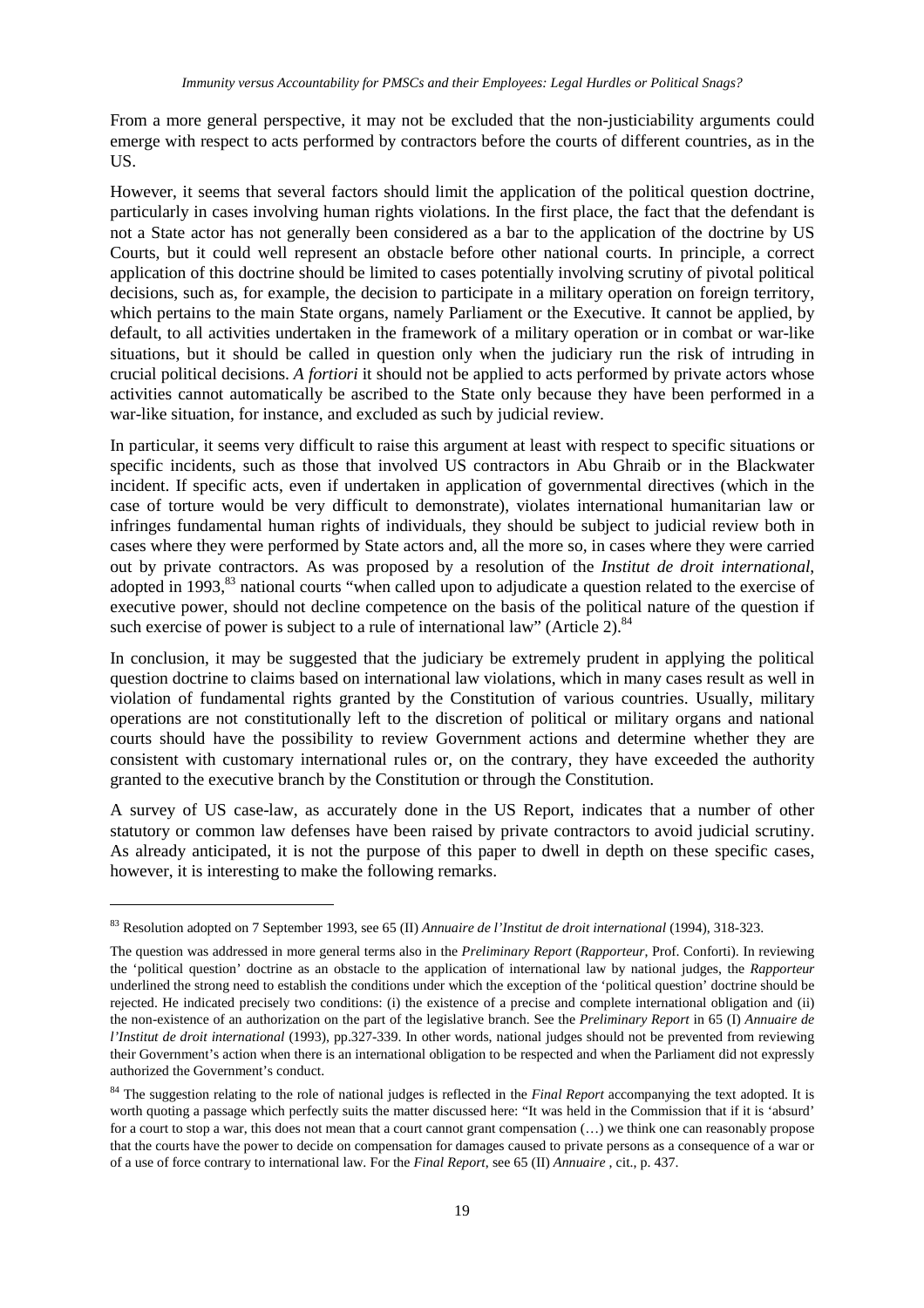From a more general perspective, it may not be excluded that the non-justiciability arguments could emerge with respect to acts performed by contractors before the courts of different countries, as in the US.

However, it seems that several factors should limit the application of the political question doctrine, particularly in cases involving human rights violations. In the first place, the fact that the defendant is not a State actor has not generally been considered as a bar to the application of the doctrine by US Courts, but it could well represent an obstacle before other national courts. In principle, a correct application of this doctrine should be limited to cases potentially involving scrutiny of pivotal political decisions, such as, for example, the decision to participate in a military operation on foreign territory, which pertains to the main State organs, namely Parliament or the Executive. It cannot be applied, by default, to all activities undertaken in the framework of a military operation or in combat or war-like situations, but it should be called in question only when the judiciary run the risk of intruding in crucial political decisions. *A fortiori* it should not be applied to acts performed by private actors whose activities cannot automatically be ascribed to the State only because they have been performed in a war-like situation, for instance, and excluded as such by judicial review.

In particular, it seems very difficult to raise this argument at least with respect to specific situations or specific incidents, such as those that involved US contractors in Abu Ghraib or in the Blackwater incident. If specific acts, even if undertaken in application of governmental directives (which in the case of torture would be very difficult to demonstrate), violates international humanitarian law or infringes fundamental human rights of individuals, they should be subject to judicial review both in cases where they were performed by State actors and, all the more so, in cases where they were carried out by private contractors. As was proposed by a resolution of the *Institut de droit international*, adopted in 1993,[83] national courts "when called upon to adjudicate a question related to the exercise of executive power, should not decline competence on the basis of the political nature of the question if such exercise of power is subject to a rule of international law" (Article 2).[84]

In conclusion, it may be suggested that the judiciary be extremely prudent in applying the political question doctrine to claims based on international law violations, which in many cases result as well in violation of fundamental rights granted by the Constitution of various countries. Usually, military operations are not constitutionally left to the discretion of political or military organs and national courts should have the possibility to review Government actions and determine whether they are consistent with customary international rules or, on the contrary, they have exceeded the authority granted to the executive branch by the Constitution or through the Constitution.

A survey of US case-law, as accurately done in the US Report, indicates that a number of other statutory or common law defenses have been raised by private contractors to avoid judicial scrutiny. As already anticipated, it is not the purpose of this paper to dwell in depth on these specific cases, however, it is interesting to make the following remarks.

---

[83] Resolution adopted on 7 September 1993, see 65 (II) *Annuaire de l'Institut de droit international* (1994), 318-323.

The question was addressed in more general terms also in the *Preliminary Report* (*Rapporteur*, Prof. Conforti). In reviewing the 'political question' doctrine as an obstacle to the application of international law by national judges, the *Rapporteur* underlined the strong need to establish the conditions under which the exception of the 'political question' doctrine should be rejected. He indicated precisely two conditions: (i) the existence of a precise and complete international obligation and (ii) the non-existence of an authorization on the part of the legislative branch. See the *Preliminary Report* in 65 (I) *Annuaire de l'Institut de droit international* (1993), pp.327-339. In other words, national judges should not be prevented from reviewing their Government's action when there is an international obligation to be respected and when the Parliament did not expressly authorized the Government's conduct.

[84] The suggestion relating to the role of national judges is reflected in the *Final Report* accompanying the text adopted. It is worth quoting a passage which perfectly suits the matter discussed here: "It was held in the Commission that if it is 'absurd' for a court to stop a war, this does not mean that a court cannot grant compensation (…) we think one can reasonably propose that the courts have the power to decide on compensation for damages caused to private persons as a consequence of a war or of a use of force contrary to international law. For the *Final Report*, see 65 (II) *Annuaire* , cit., p. 437.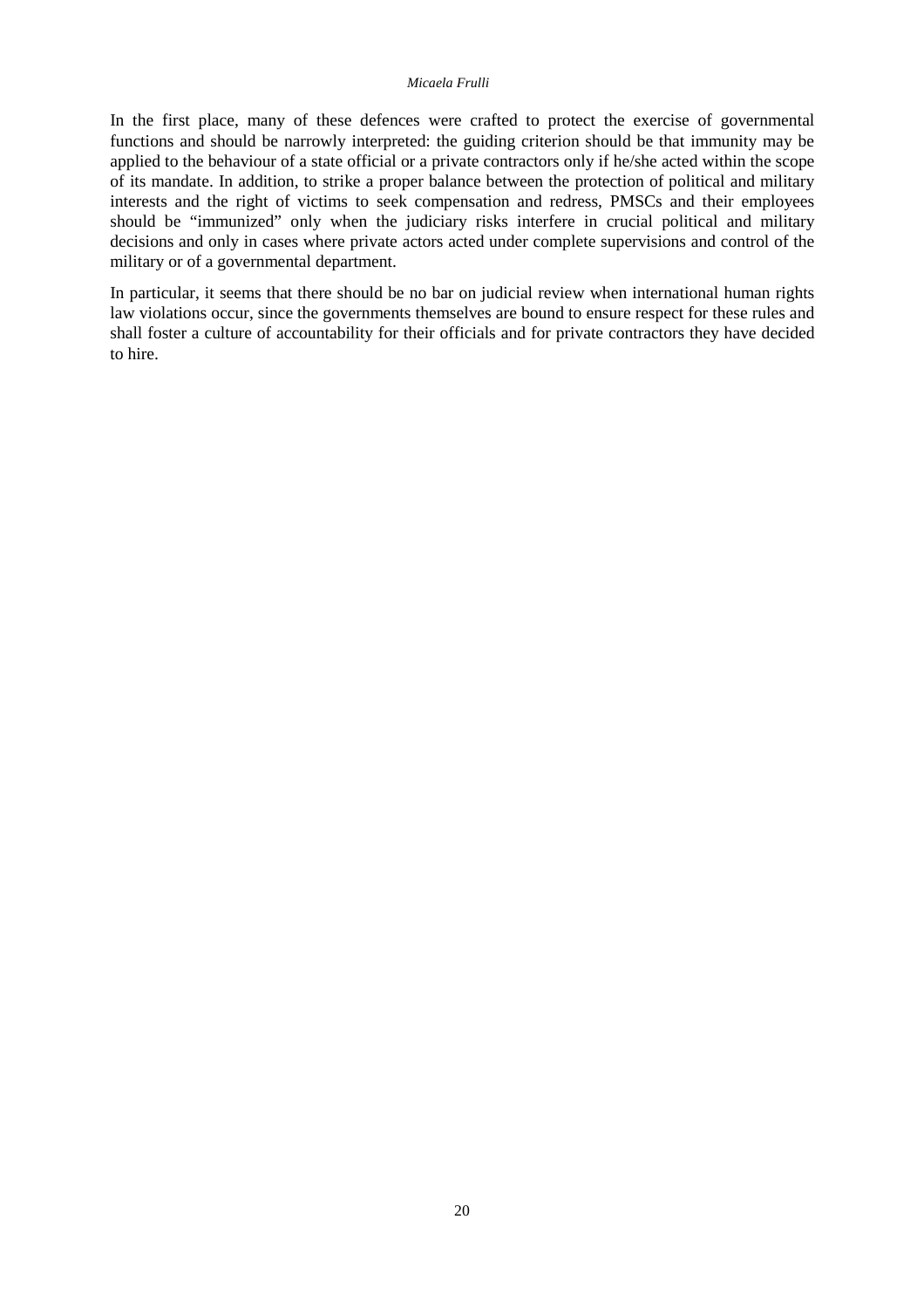In the first place, many of these defences were crafted to protect the exercise of governmental functions and should be narrowly interpreted: the guiding criterion should be that immunity may be applied to the behaviour of a state official or a private contractors only if he/she acted within the scope of its mandate. In addition, to strike a proper balance between the protection of political and military interests and the right of victims to seek compensation and redress, PMSCs and their employees should be "immunized" only when the judiciary risks interfere in crucial political and military decisions and only in cases where private actors acted under complete supervisions and control of the military or of a governmental department.

In particular, it seems that there should be no bar on judicial review when international human rights law violations occur, since the governments themselves are bound to ensure respect for these rules and shall foster a culture of accountability for their officials and for private contractors they have decided to hire.